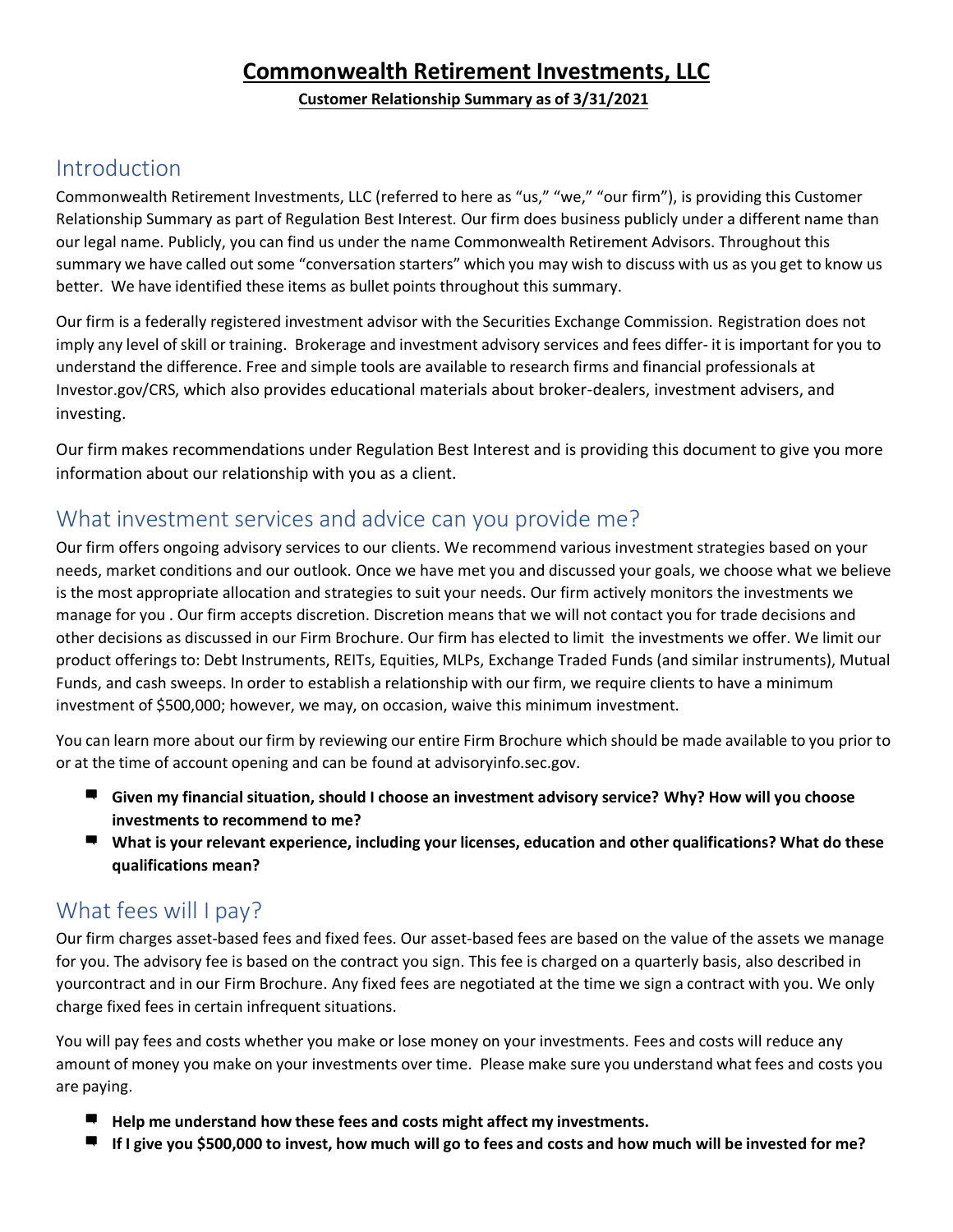# Commonwealth Retirement Investments, LLC

**Customer Relationship Summary as of 3/31/2021**

## Introduction

Commonwealth Retirement Investments, LLC (referred to here as "us," "we," "our firm"), is providing this Customer Relationship Summary as part of Regulation Best Interest. Our firm does business publicly under a different name than our legal name. Publicly, you can find us under the name Commonwealth Retirement Advisors. Throughout this summary we have called out some "conversation starters" which you may wish to discuss with us as you get to know us better. We have identified these items as bullet points throughout this summary.

Our firm is a federally registered investment advisor with the Securities Exchange Commission. Registration does not imply any level of skill or training. Brokerage and investment advisory services and fees differ- it is important for you to understand the difference. Free and simple tools are available to research firms and financial professionals at Investor.gov/CRS, which also provides educational materials about broker-dealers, investment advisers, and investing.

Our firm makes recommendations under Regulation Best Interest and is providing this document to give you more information about our relationship with you as a client.

## What investment services and advice can you provide me?

Our firm offers ongoing advisory services to our clients. We recommend various investment strategies based on your needs, market conditions and our outlook. Once we have met you and discussed your goals, we choose what we believe is the most appropriate allocation and strategies to suit your needs. Our firm actively monitors the investments we manage for you . Our firm accepts discretion. Discretion means that we will not contact you for trade decisions and other decisions as discussed in our Firm Brochure. Our firm has elected to limit the investments we offer. We limit our product offerings to: Debt Instruments, REITs, Equities, MLPs, Exchange Traded Funds (and similar instruments), Mutual Funds, and cash sweeps. In order to establish a relationship with our firm, we require clients to have a minimum investment of $500,000; however, we may, on occasion, waive this minimum investment.

You can learn more about our firm by reviewing our entire Firm Brochure which should be made available to you prior to or at the time of account opening and can be found at advisoryinfo.sec.gov.

- **Given my financial situation, should I choose an investment advisory service? Why? How will you choose investments to recommend to me?**
- **What is your relevant experience, including your licenses, education and other qualifications? What do these qualifications mean?**

## What fees will I pay?

Our firm charges asset-based fees and fixed fees. Our asset-based fees are based on the value of the assets we manage for you. The advisory fee is based on the contract you sign. This fee is charged on a quarterly basis, also described in yourcontract and in our Firm Brochure. Any fixed fees are negotiated at the time we sign a contract with you. We only charge fixed fees in certain infrequent situations.

You will pay fees and costs whether you make or lose money on your investments. Fees and costs will reduce any amount of money you make on your investments over time. Please make sure you understand what fees and costs you are paying.

- **Help me understand how these fees and costs might affect my investments.**
- **If I give you $500,000 to invest, how much will go to fees and costs and how much will be invested for me?**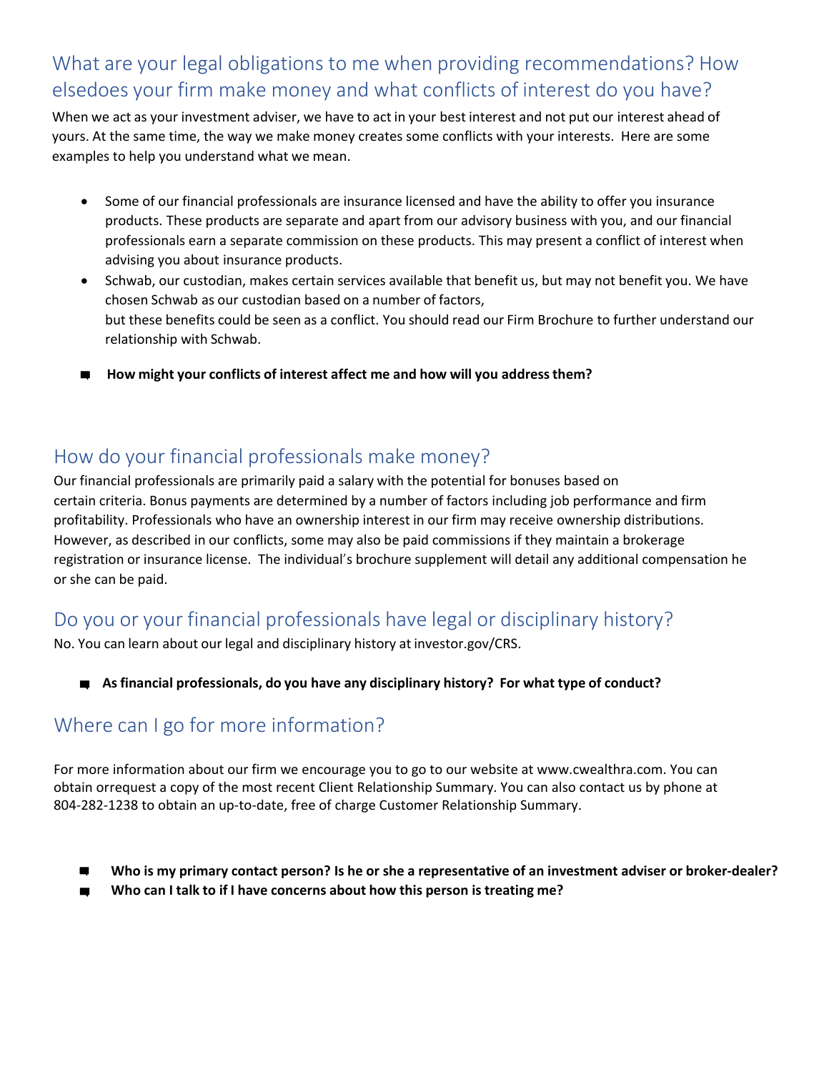## What are your legal obligations to me when providing recommendations? How elsedoes your firm make money and what conflicts of interest do you have?

When we act as your investment adviser, we have to act in your best interest and not put our interest ahead of yours. At the same time, the way we make money creates some conflicts with your interests. Here are some examples to help you understand what we mean.

- Some of our financial professionals are insurance licensed and have the ability to offer you insurance products. These products are separate and apart from our advisory business with you, and our financial professionals earn a separate commission on these products. This may present a conflict of interest when advising you about insurance products.
- Schwab, our custodian, makes certain services available that benefit us, but may not benefit you. We have chosen Schwab as our custodian based on a number of factors, but these benefits could be seen as a conflict. You should read our Firm Brochure to further understand our relationship with Schwab.

- **How might your conflicts of interest affect me and how will you address them?**

## How do your financial professionals make money?

Our financial professionals are primarily paid a salary with the potential for bonuses based on certain criteria. Bonus payments are determined by a number of factors including job performance and firm profitability. Professionals who have an ownership interest in our firm may receive ownership distributions. However, as described in our conflicts, some may also be paid commissions if they maintain a brokerage registration or insurance license. The individual's brochure supplement will detail any additional compensation he or she can be paid.

## Do you or your financial professionals have legal or disciplinary history?

No. You can learn about our legal and disciplinary history at investor.gov/CRS.

- **As financial professionals, do you have any disciplinary history? For what type of conduct?**

## Where can I go for more information?

For more information about our firm we encourage you to go to our website at www.cwealthra.com. You can obtain orrequest a copy of the most recent Client Relationship Summary. You can also contact us by phone at 804-282-1238 to obtain an up-to-date, free of charge Customer Relationship Summary.

- **Who is my primary contact person? Is he or she a representative of an investment adviser or broker-dealer?**
- **Who can I talk to if I have concerns about how this person is treating me?**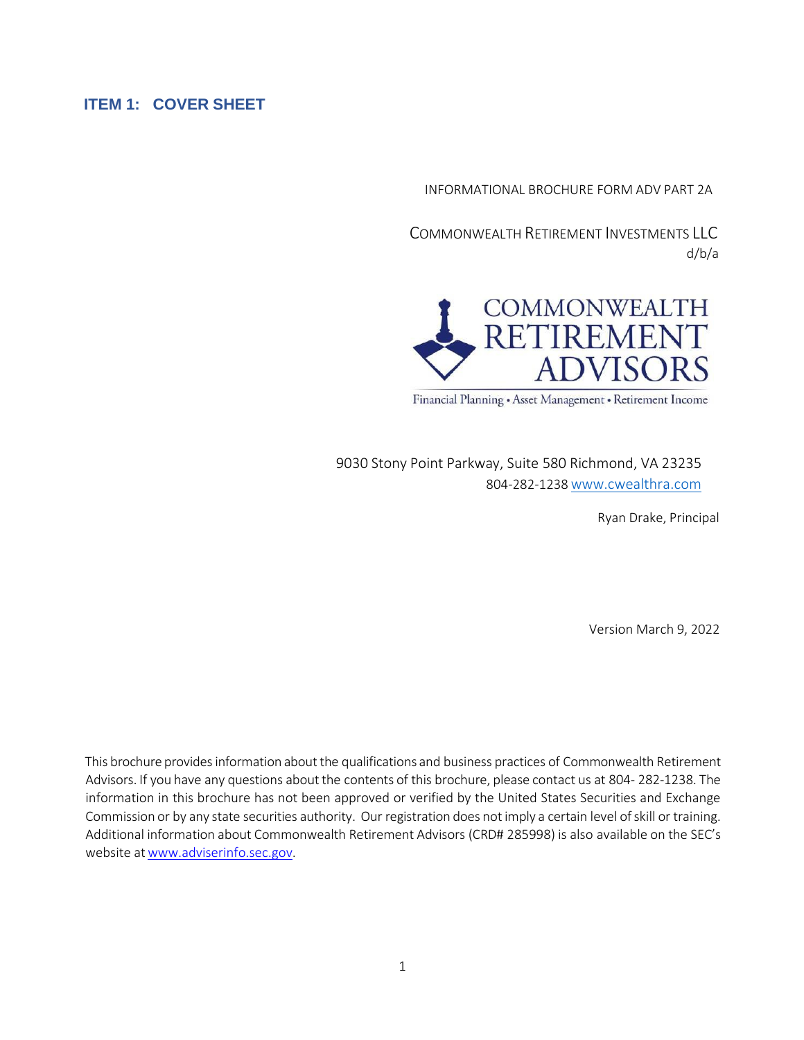## ITEM 1: COVER SHEET

INFORMATIONAL BROCHURE FORM ADV PART 2A

COMMONWEALTH RETIREMENT INVESTMENTS LLC
d/b/a

COMMONWEALTH RETIREMENT ADVISORS

Financial Planning • Asset Management • Retirement Income

9030 Stony Point Parkway, Suite 580 Richmond, VA 23235
804-282-1238 www.cwealthra.com

Ryan Drake, Principal

Version March 9, 2022

This brochure provides information about the qualifications and business practices of Commonwealth Retirement Advisors. If you have any questions about the contents of this brochure, please contact us at 804- 282-1238. The information in this brochure has not been approved or verified by the United States Securities and Exchange Commission or by any state securities authority. Our registration does not imply a certain level of skill or training. Additional information about Commonwealth Retirement Advisors (CRD# 285998) is also available on the SEC's website at www.adviserinfo.sec.gov.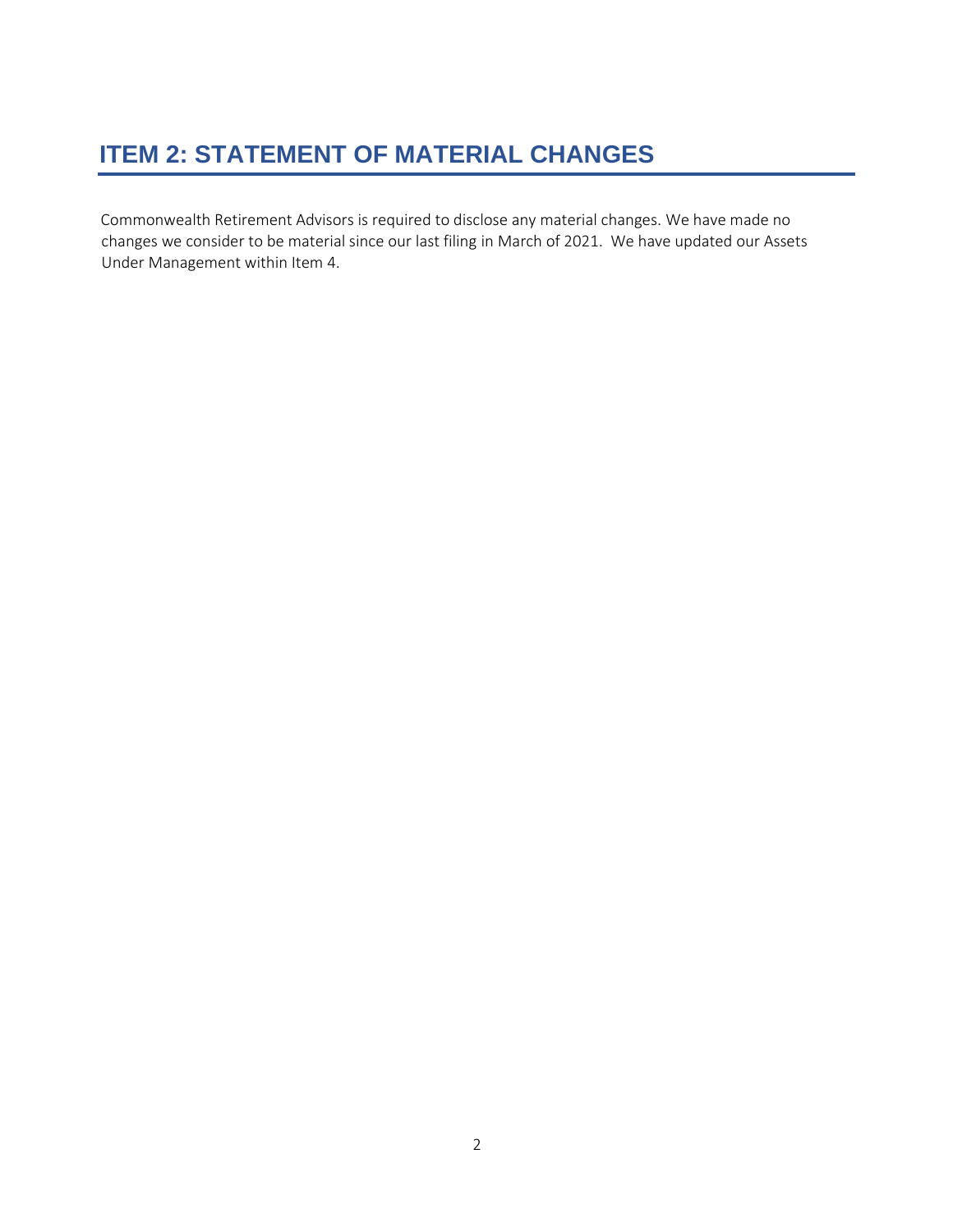# ITEM 2: STATEMENT OF MATERIAL CHANGES

Commonwealth Retirement Advisors is required to disclose any material changes. We have made no changes we consider to be material since our last filing in March of 2021. We have updated our Assets Under Management within Item 4.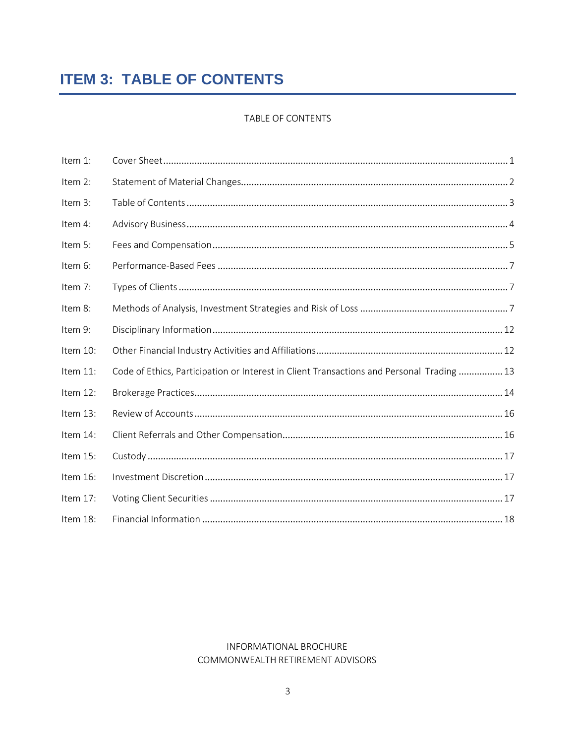# ITEM 3: TABLE OF CONTENTS

TABLE OF CONTENTS

| | | |
|---|---|---|
| Item 1: | Cover Sheet | 1 |
| Item 2: | Statement of Material Changes | 2 |
| Item 3: | Table of Contents | 3 |
| Item 4: | Advisory Business | 4 |
| Item 5: | Fees and Compensation | 5 |
| Item 6: | Performance-Based Fees | 7 |
| Item 7: | Types of Clients | 7 |
| Item 8: | Methods of Analysis, Investment Strategies and Risk of Loss | 7 |
| Item 9: | Disciplinary Information | 12 |
| Item 10: | Other Financial Industry Activities and Affiliations | 12 |
| Item 11: | Code of Ethics, Participation or Interest in Client Transactions and Personal Trading | 13 |
| Item 12: | Brokerage Practices | 14 |
| Item 13: | Review of Accounts | 16 |
| Item 14: | Client Referrals and Other Compensation | 16 |
| Item 15: | Custody | 17 |
| Item 16: | Investment Discretion | 17 |
| Item 17: | Voting Client Securities | 17 |
| Item 18: | Financial Information | 18 |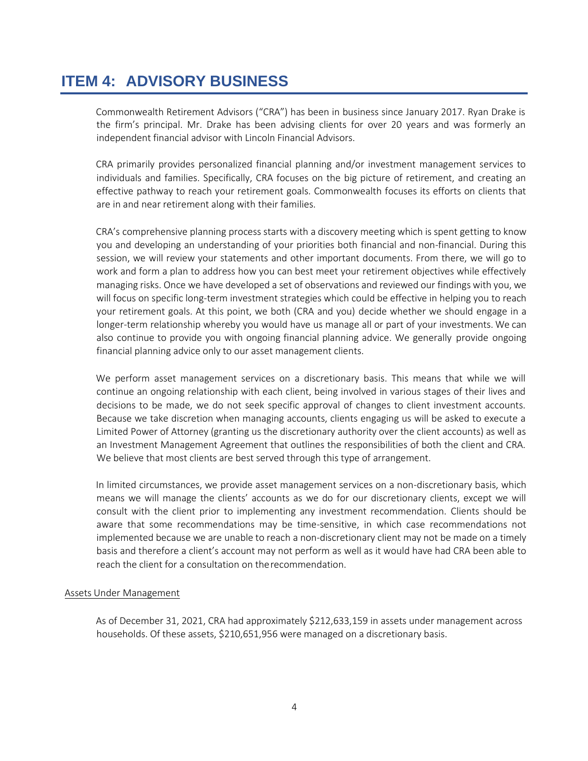# ITEM 4: ADVISORY BUSINESS

Commonwealth Retirement Advisors ("CRA") has been in business since January 2017. Ryan Drake is the firm's principal. Mr. Drake has been advising clients for over 20 years and was formerly an independent financial advisor with Lincoln Financial Advisors.

CRA primarily provides personalized financial planning and/or investment management services to individuals and families. Specifically, CRA focuses on the big picture of retirement, and creating an effective pathway to reach your retirement goals. Commonwealth focuses its efforts on clients that are in and near retirement along with their families.

CRA's comprehensive planning process starts with a discovery meeting which is spent getting to know you and developing an understanding of your priorities both financial and non-financial. During this session, we will review your statements and other important documents. From there, we will go to work and form a plan to address how you can best meet your retirement objectives while effectively managing risks. Once we have developed a set of observations and reviewed our findings with you, we will focus on specific long-term investment strategies which could be effective in helping you to reach your retirement goals. At this point, we both (CRA and you) decide whether we should engage in a longer-term relationship whereby you would have us manage all or part of your investments. We can also continue to provide you with ongoing financial planning advice. We generally provide ongoing financial planning advice only to our asset management clients.

We perform asset management services on a discretionary basis. This means that while we will continue an ongoing relationship with each client, being involved in various stages of their lives and decisions to be made, we do not seek specific approval of changes to client investment accounts. Because we take discretion when managing accounts, clients engaging us will be asked to execute a Limited Power of Attorney (granting us the discretionary authority over the client accounts) as well as an Investment Management Agreement that outlines the responsibilities of both the client and CRA. We believe that most clients are best served through this type of arrangement.

In limited circumstances, we provide asset management services on a non-discretionary basis, which means we will manage the clients' accounts as we do for our discretionary clients, except we will consult with the client prior to implementing any investment recommendation. Clients should be aware that some recommendations may be time-sensitive, in which case recommendations not implemented because we are unable to reach a non-discretionary client may not be made on a timely basis and therefore a client's account may not perform as well as it would have had CRA been able to reach the client for a consultation on the recommendation.

Assets Under Management

As of December 31, 2021, CRA had approximately $212,633,159 in assets under management across households. Of these assets, $210,651,956 were managed on a discretionary basis.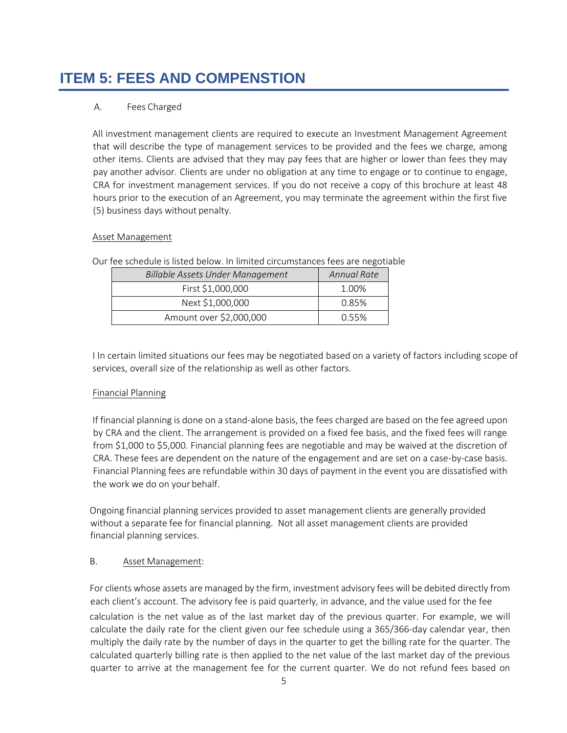# ITEM 5: FEES AND COMPENSTION

A. Fees Charged

All investment management clients are required to execute an Investment Management Agreement that will describe the type of management services to be provided and the fees we charge, among other items. Clients are advised that they may pay fees that are higher or lower than fees they may pay another advisor. Clients are under no obligation at any time to engage or to continue to engage, CRA for investment management services. If you do not receive a copy of this brochure at least 48 hours prior to the execution of an Agreement, you may terminate the agreement within the first five (5) business days without penalty.

Asset Management

Our fee schedule is listed below. In limited circumstances fees are negotiable

| *Billable Assets Under Management* | *Annual Rate* |
|---|---|
| First $1,000,000 | 1.00% |
| Next $1,000,000 | 0.85% |
| Amount over $2,000,000 | 0.55% |

I In certain limited situations our fees may be negotiated based on a variety of factors including scope of services, overall size of the relationship as well as other factors.

Financial Planning

If financial planning is done on a stand-alone basis, the fees charged are based on the fee agreed upon by CRA and the client. The arrangement is provided on a fixed fee basis, and the fixed fees will range from $1,000 to $5,000. Financial planning fees are negotiable and may be waived at the discretion of CRA. These fees are dependent on the nature of the engagement and are set on a case-by-case basis. Financial Planning fees are refundable within 30 days of payment in the event you are dissatisfied with the work we do on your behalf.

Ongoing financial planning services provided to asset management clients are generally provided without a separate fee for financial planning. Not all asset management clients are provided financial planning services.

B. Asset Management:

For clients whose assets are managed by the firm, investment advisory fees will be debited directly from each client's account. The advisory fee is paid quarterly, in advance, and the value used for the fee calculation is the net value as of the last market day of the previous quarter. For example, we will calculate the daily rate for the client given our fee schedule using a 365/366-day calendar year, then multiply the daily rate by the number of days in the quarter to get the billing rate for the quarter. The calculated quarterly billing rate is then applied to the net value of the last market day of the previous quarter to arrive at the management fee for the current quarter. We do not refund fees based on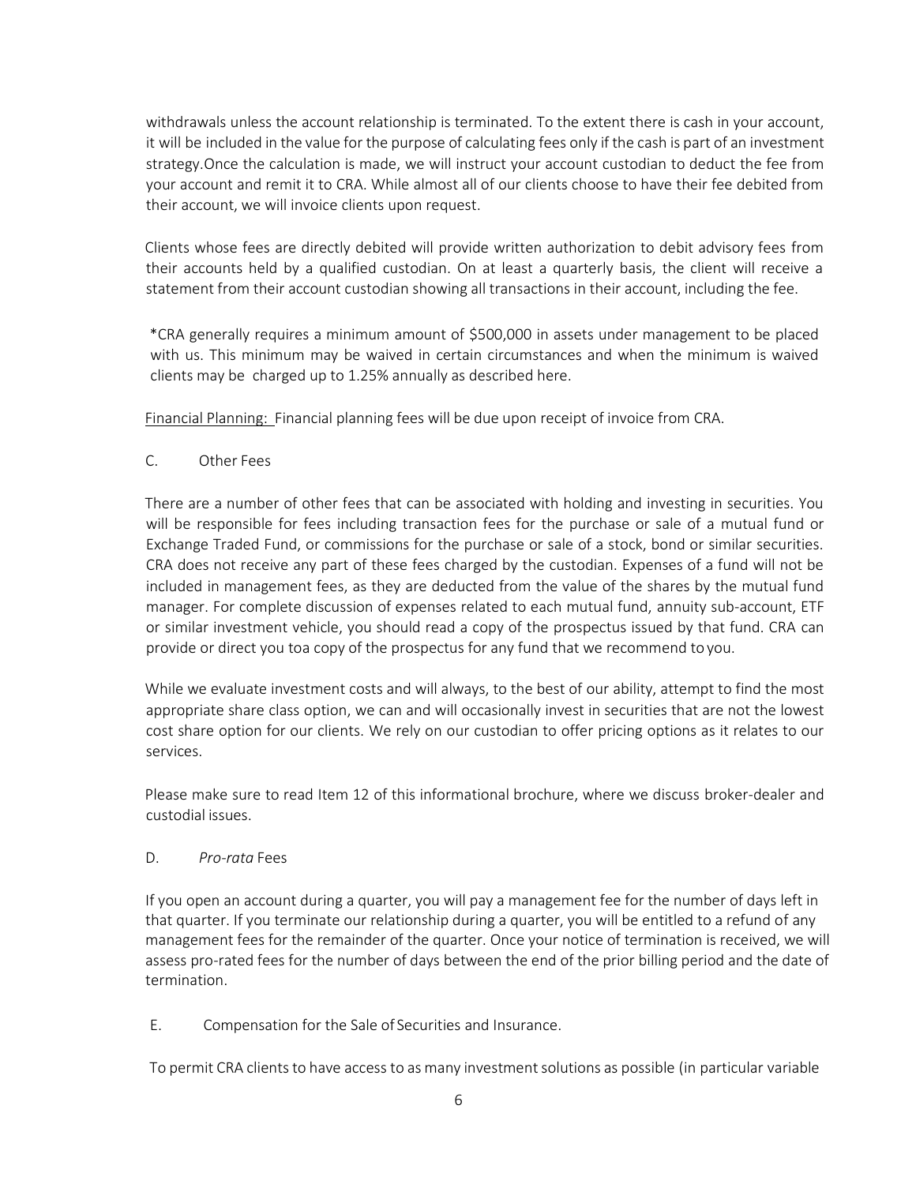withdrawals unless the account relationship is terminated. To the extent there is cash in your account, it will be included in the value for the purpose of calculating fees only if the cash is part of an investment strategy.Once the calculation is made, we will instruct your account custodian to deduct the fee from your account and remit it to CRA. While almost all of our clients choose to have their fee debited from their account, we will invoice clients upon request.

Clients whose fees are directly debited will provide written authorization to debit advisory fees from their accounts held by a qualified custodian. On at least a quarterly basis, the client will receive a statement from their account custodian showing all transactions in their account, including the fee.

*CRA generally requires a minimum amount of $500,000 in assets under management to be placed with us. This minimum may be waived in certain circumstances and when the minimum is waived clients may be charged up to 1.25% annually as described here.

Financial Planning: Financial planning fees will be due upon receipt of invoice from CRA.

C. Other Fees

There are a number of other fees that can be associated with holding and investing in securities. You will be responsible for fees including transaction fees for the purchase or sale of a mutual fund or Exchange Traded Fund, or commissions for the purchase or sale of a stock, bond or similar securities. CRA does not receive any part of these fees charged by the custodian. Expenses of a fund will not be included in management fees, as they are deducted from the value of the shares by the mutual fund manager. For complete discussion of expenses related to each mutual fund, annuity sub-account, ETF or similar investment vehicle, you should read a copy of the prospectus issued by that fund. CRA can provide or direct you toa copy of the prospectus for any fund that we recommend to you.

While we evaluate investment costs and will always, to the best of our ability, attempt to find the most appropriate share class option, we can and will occasionally invest in securities that are not the lowest cost share option for our clients. We rely on our custodian to offer pricing options as it relates to our services.

Please make sure to read Item 12 of this informational brochure, where we discuss broker-dealer and custodial issues.

D. *Pro-rata* Fees

If you open an account during a quarter, you will pay a management fee for the number of days left in that quarter. If you terminate our relationship during a quarter, you will be entitled to a refund of any management fees for the remainder of the quarter. Once your notice of termination is received, we will assess pro-rated fees for the number of days between the end of the prior billing period and the date of termination.

E. Compensation for the Sale of Securities and Insurance.

To permit CRA clients to have access to as many investment solutions as possible (in particular variable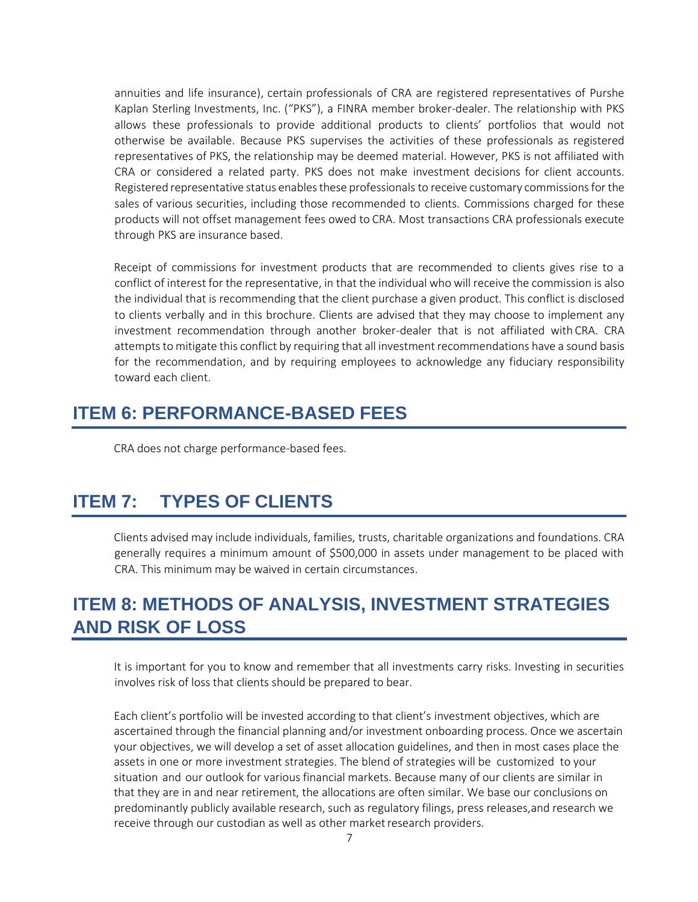annuities and life insurance), certain professionals of CRA are registered representatives of Purshe Kaplan Sterling Investments, Inc. ("PKS"), a FINRA member broker-dealer. The relationship with PKS allows these professionals to provide additional products to clients' portfolios that would not otherwise be available. Because PKS supervises the activities of these professionals as registered representatives of PKS, the relationship may be deemed material. However, PKS is not affiliated with CRA or considered a related party. PKS does not make investment decisions for client accounts. Registered representative status enables these professionals to receive customary commissions for the sales of various securities, including those recommended to clients. Commissions charged for these products will not offset management fees owed to CRA. Most transactions CRA professionals execute through PKS are insurance based.

Receipt of commissions for investment products that are recommended to clients gives rise to a conflict of interest for the representative, in that the individual who will receive the commission is also the individual that is recommending that the client purchase a given product. This conflict is disclosed to clients verbally and in this brochure. Clients are advised that they may choose to implement any investment recommendation through another broker-dealer that is not affiliated with CRA. CRA attempts to mitigate this conflict by requiring that all investment recommendations have a sound basis for the recommendation, and by requiring employees to acknowledge any fiduciary responsibility toward each client.

## ITEM 6: PERFORMANCE-BASED FEES

CRA does not charge performance-based fees.

## ITEM 7: TYPES OF CLIENTS

Clients advised may include individuals, families, trusts, charitable organizations and foundations. CRA generally requires a minimum amount of $500,000 in assets under management to be placed with CRA. This minimum may be waived in certain circumstances.

## ITEM 8: METHODS OF ANALYSIS, INVESTMENT STRATEGIES AND RISK OF LOSS

It is important for you to know and remember that all investments carry risks. Investing in securities involves risk of loss that clients should be prepared to bear.

Each client's portfolio will be invested according to that client's investment objectives, which are ascertained through the financial planning and/or investment onboarding process. Once we ascertain your objectives, we will develop a set of asset allocation guidelines, and then in most cases place the assets in one or more investment strategies. The blend of strategies will be customized to your situation and our outlook for various financial markets. Because many of our clients are similar in that they are in and near retirement, the allocations are often similar. We base our conclusions on predominantly publicly available research, such as regulatory filings, press releases,and research we receive through our custodian as well as other market research providers.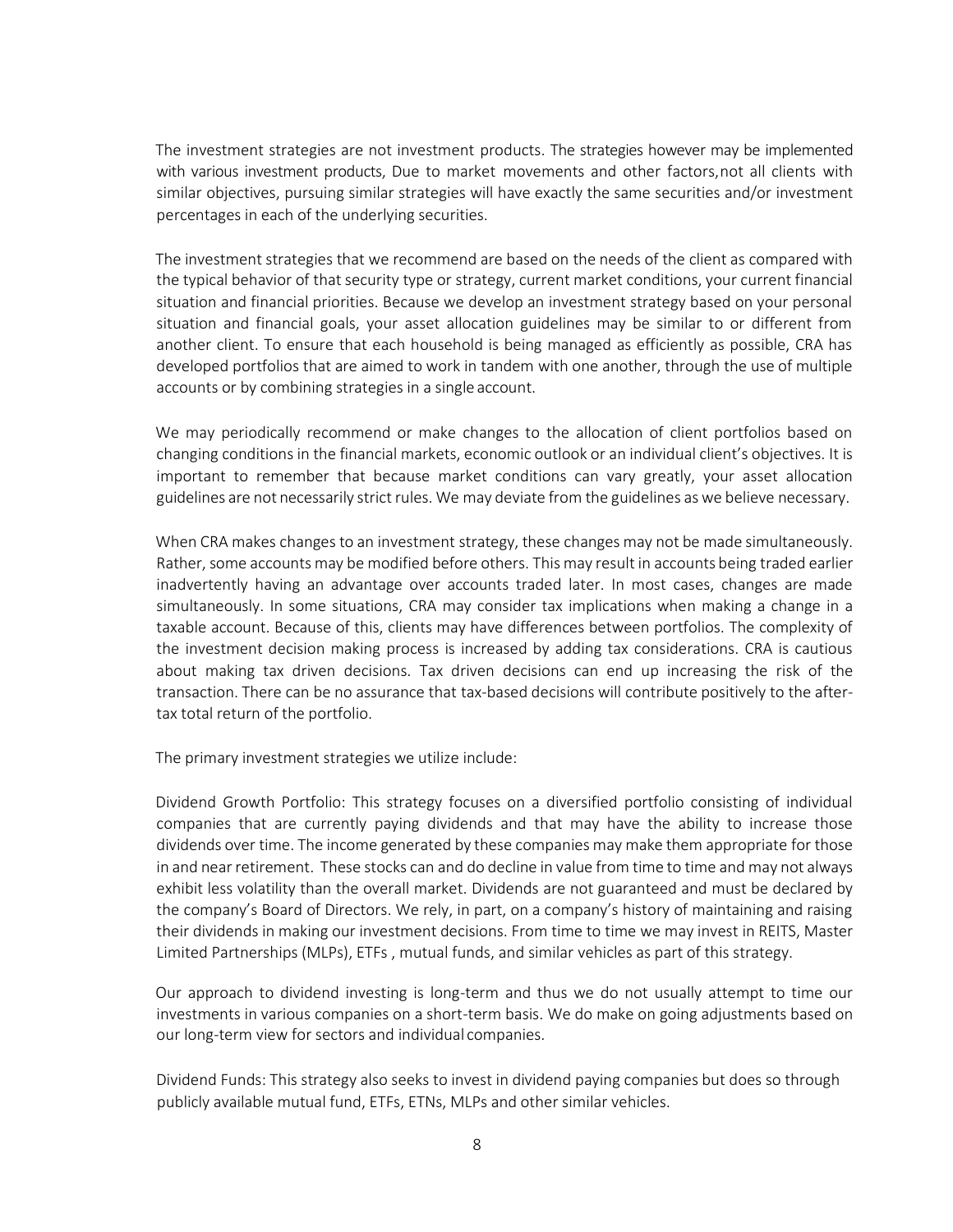The investment strategies are not investment products. The strategies however may be implemented with various investment products, Due to market movements and other factors,not all clients with similar objectives, pursuing similar strategies will have exactly the same securities and/or investment percentages in each of the underlying securities.

The investment strategies that we recommend are based on the needs of the client as compared with the typical behavior of that security type or strategy, current market conditions, your current financial situation and financial priorities. Because we develop an investment strategy based on your personal situation and financial goals, your asset allocation guidelines may be similar to or different from another client. To ensure that each household is being managed as efficiently as possible, CRA has developed portfolios that are aimed to work in tandem with one another, through the use of multiple accounts or by combining strategies in a single account.

We may periodically recommend or make changes to the allocation of client portfolios based on changing conditions in the financial markets, economic outlook or an individual client's objectives. It is important to remember that because market conditions can vary greatly, your asset allocation guidelines are not necessarily strict rules. We may deviate from the guidelines as we believe necessary.

When CRA makes changes to an investment strategy, these changes may not be made simultaneously. Rather, some accounts may be modified before others. This may result in accounts being traded earlier inadvertently having an advantage over accounts traded later. In most cases, changes are made simultaneously. In some situations, CRA may consider tax implications when making a change in a taxable account. Because of this, clients may have differences between portfolios. The complexity of the investment decision making process is increased by adding tax considerations. CRA is cautious about making tax driven decisions. Tax driven decisions can end up increasing the risk of the transaction. There can be no assurance that tax-based decisions will contribute positively to the after-tax total return of the portfolio.

The primary investment strategies we utilize include:

Dividend Growth Portfolio: This strategy focuses on a diversified portfolio consisting of individual companies that are currently paying dividends and that may have the ability to increase those dividends over time. The income generated by these companies may make them appropriate for those in and near retirement. These stocks can and do decline in value from time to time and may not always exhibit less volatility than the overall market. Dividends are not guaranteed and must be declared by the company's Board of Directors. We rely, in part, on a company's history of maintaining and raising their dividends in making our investment decisions. From time to time we may invest in REITS, Master Limited Partnerships (MLPs), ETFs , mutual funds, and similar vehicles as part of this strategy.

Our approach to dividend investing is long-term and thus we do not usually attempt to time our investments in various companies on a short-term basis. We do make on going adjustments based on our long-term view for sectors and individual companies.

Dividend Funds: This strategy also seeks to invest in dividend paying companies but does so through publicly available mutual fund, ETFs, ETNs, MLPs and other similar vehicles.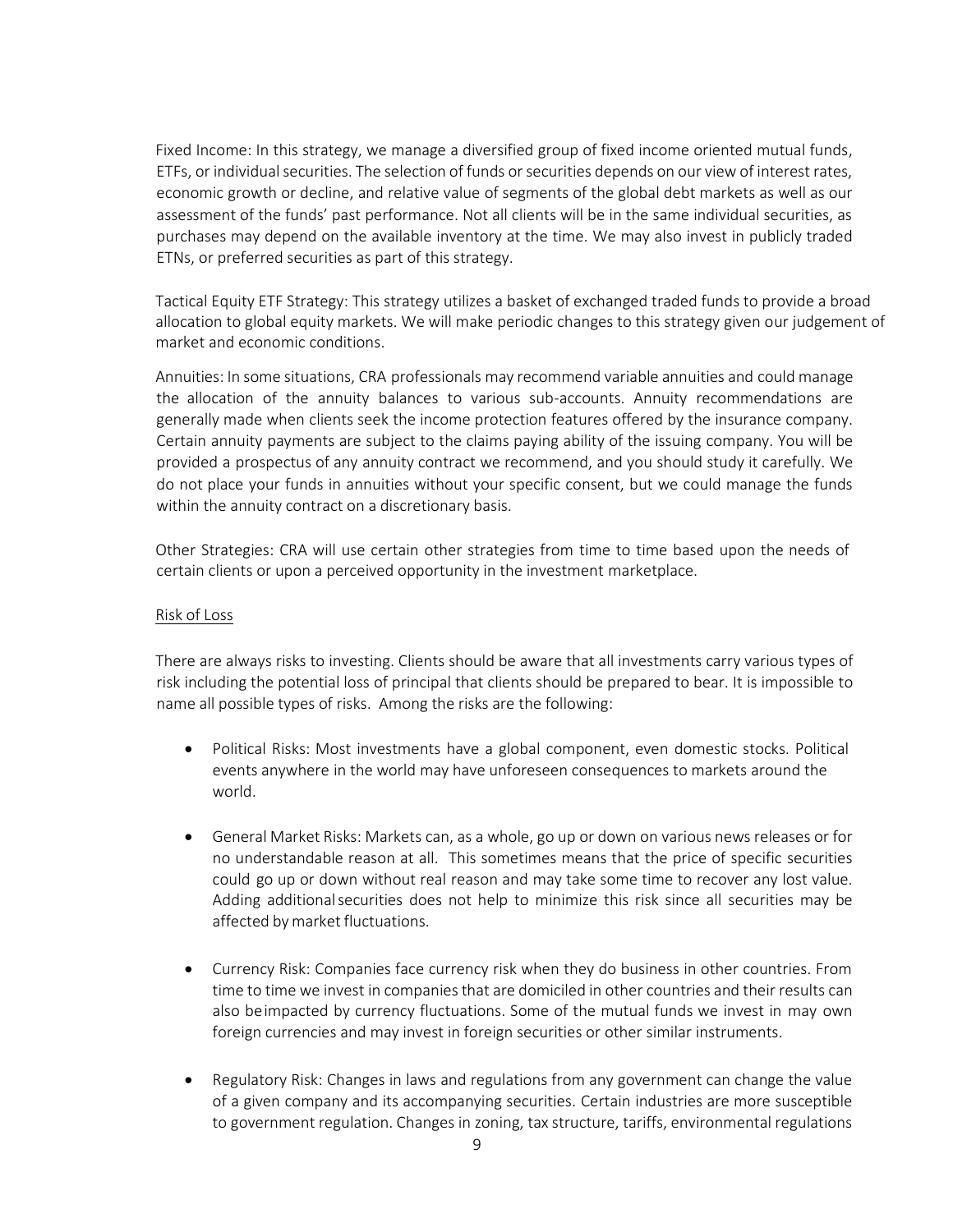Fixed Income: In this strategy, we manage a diversified group of fixed income oriented mutual funds, ETFs, or individual securities. The selection of funds or securities depends on our view of interest rates, economic growth or decline, and relative value of segments of the global debt markets as well as our assessment of the funds' past performance. Not all clients will be in the same individual securities, as purchases may depend on the available inventory at the time. We may also invest in publicly traded ETNs, or preferred securities as part of this strategy.

Tactical Equity ETF Strategy: This strategy utilizes a basket of exchanged traded funds to provide a broad allocation to global equity markets. We will make periodic changes to this strategy given our judgement of market and economic conditions.

Annuities: In some situations, CRA professionals may recommend variable annuities and could manage the allocation of the annuity balances to various sub-accounts. Annuity recommendations are generally made when clients seek the income protection features offered by the insurance company. Certain annuity payments are subject to the claims paying ability of the issuing company. You will be provided a prospectus of any annuity contract we recommend, and you should study it carefully. We do not place your funds in annuities without your specific consent, but we could manage the funds within the annuity contract on a discretionary basis.

Other Strategies: CRA will use certain other strategies from time to time based upon the needs of certain clients or upon a perceived opportunity in the investment marketplace.

Risk of Loss

There are always risks to investing. Clients should be aware that all investments carry various types of risk including the potential loss of principal that clients should be prepared to bear. It is impossible to name all possible types of risks. Among the risks are the following:

- Political Risks: Most investments have a global component, even domestic stocks. Political events anywhere in the world may have unforeseen consequences to markets around the world.
- General Market Risks: Markets can, as a whole, go up or down on various news releases or for no understandable reason at all. This sometimes means that the price of specific securities could go up or down without real reason and may take some time to recover any lost value. Adding additional securities does not help to minimize this risk since all securities may be affected by market fluctuations.
- Currency Risk: Companies face currency risk when they do business in other countries. From time to time we invest in companies that are domiciled in other countries and their results can also be impacted by currency fluctuations. Some of the mutual funds we invest in may own foreign currencies and may invest in foreign securities or other similar instruments.
- Regulatory Risk: Changes in laws and regulations from any government can change the value of a given company and its accompanying securities. Certain industries are more susceptible to government regulation. Changes in zoning, tax structure, tariffs, environmental regulations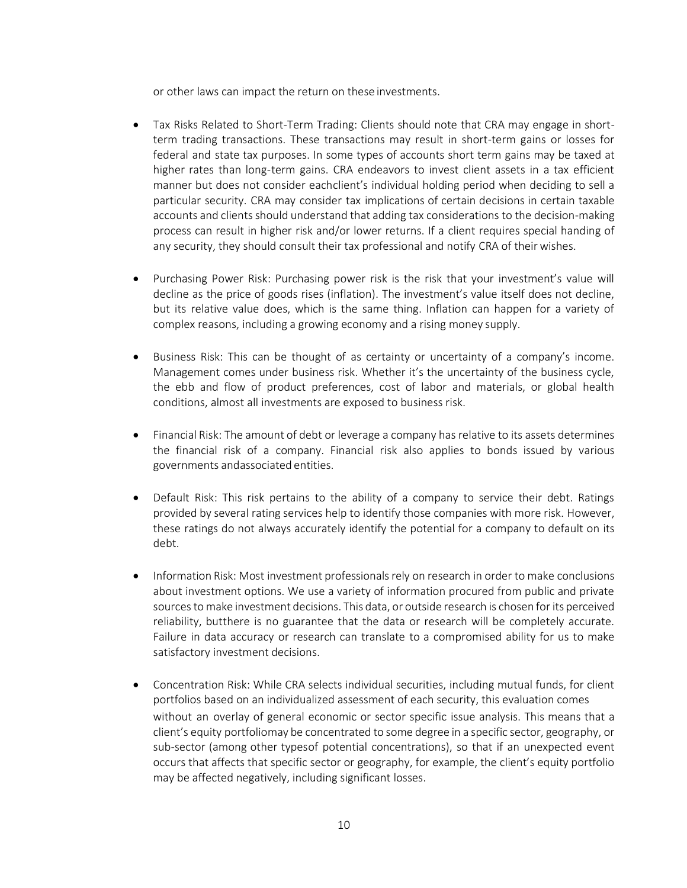or other laws can impact the return on these investments.

- Tax Risks Related to Short-Term Trading: Clients should note that CRA may engage in short-term trading transactions. These transactions may result in short-term gains or losses for federal and state tax purposes. In some types of accounts short term gains may be taxed at higher rates than long-term gains. CRA endeavors to invest client assets in a tax efficient manner but does not consider eachclient's individual holding period when deciding to sell a particular security. CRA may consider tax implications of certain decisions in certain taxable accounts and clients should understand that adding tax considerations to the decision-making process can result in higher risk and/or lower returns. If a client requires special handing of any security, they should consult their tax professional and notify CRA of their wishes.

- Purchasing Power Risk: Purchasing power risk is the risk that your investment's value will decline as the price of goods rises (inflation). The investment's value itself does not decline, but its relative value does, which is the same thing. Inflation can happen for a variety of complex reasons, including a growing economy and a rising money supply.

- Business Risk: This can be thought of as certainty or uncertainty of a company's income. Management comes under business risk. Whether it's the uncertainty of the business cycle, the ebb and flow of product preferences, cost of labor and materials, or global health conditions, almost all investments are exposed to business risk.

- Financial Risk: The amount of debt or leverage a company has relative to its assets determines the financial risk of a company. Financial risk also applies to bonds issued by various governments andassociated entities.

- Default Risk: This risk pertains to the ability of a company to service their debt. Ratings provided by several rating services help to identify those companies with more risk. However, these ratings do not always accurately identify the potential for a company to default on its debt.

- Information Risk: Most investment professionals rely on research in order to make conclusions about investment options. We use a variety of information procured from public and private sources to make investment decisions. This data, or outside research is chosen for its perceived reliability, butthere is no guarantee that the data or research will be completely accurate. Failure in data accuracy or research can translate to a compromised ability for us to make satisfactory investment decisions.

- Concentration Risk: While CRA selects individual securities, including mutual funds, for client portfolios based on an individualized assessment of each security, this evaluation comes without an overlay of general economic or sector specific issue analysis. This means that a client's equity portfoliomay be concentrated to some degree in a specific sector, geography, or sub-sector (among other typesof potential concentrations), so that if an unexpected event occurs that affects that specific sector or geography, for example, the client's equity portfolio may be affected negatively, including significant losses.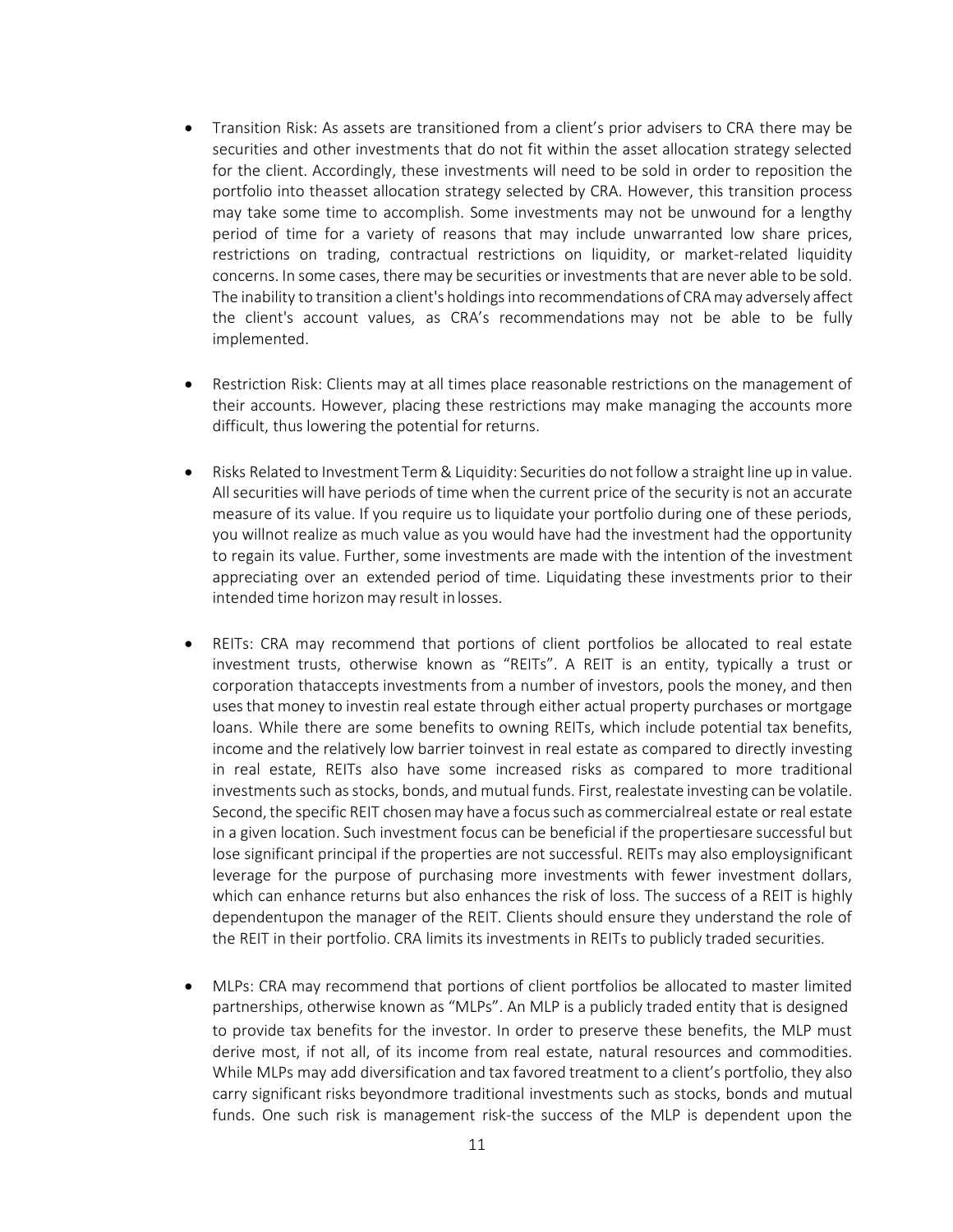- Transition Risk: As assets are transitioned from a client's prior advisers to CRA there may be securities and other investments that do not fit within the asset allocation strategy selected for the client. Accordingly, these investments will need to be sold in order to reposition the portfolio into theasset allocation strategy selected by CRA. However, this transition process may take some time to accomplish. Some investments may not be unwound for a lengthy period of time for a variety of reasons that may include unwarranted low share prices, restrictions on trading, contractual restrictions on liquidity, or market-related liquidity concerns. In some cases, there may be securities or investments that are never able to be sold. The inability to transition a client's holdings into recommendations of CRA may adversely affect the client's account values, as CRA's recommendations may not be able to be fully implemented.

- Restriction Risk: Clients may at all times place reasonable restrictions on the management of their accounts. However, placing these restrictions may make managing the accounts more difficult, thus lowering the potential for returns.

- Risks Related to Investment Term & Liquidity: Securities do not follow a straight line up in value. All securities will have periods of time when the current price of the security is not an accurate measure of its value. If you require us to liquidate your portfolio during one of these periods, you willnot realize as much value as you would have had the investment had the opportunity to regain its value. Further, some investments are made with the intention of the investment appreciating over an extended period of time. Liquidating these investments prior to their intended time horizon may result in losses.

- REITs: CRA may recommend that portions of client portfolios be allocated to real estate investment trusts, otherwise known as "REITs". A REIT is an entity, typically a trust or corporation thataccepts investments from a number of investors, pools the money, and then uses that money to investin real estate through either actual property purchases or mortgage loans. While there are some benefits to owning REITs, which include potential tax benefits, income and the relatively low barrier toinvest in real estate as compared to directly investing in real estate, REITs also have some increased risks as compared to more traditional investments such as stocks, bonds, and mutual funds. First, realestate investing can be volatile. Second, the specific REIT chosen may have a focus such as commercialreal estate or real estate in a given location. Such investment focus can be beneficial if the propertiesare successful but lose significant principal if the properties are not successful. REITs may also employsignificant leverage for the purpose of purchasing more investments with fewer investment dollars, which can enhance returns but also enhances the risk of loss. The success of a REIT is highly dependentupon the manager of the REIT. Clients should ensure they understand the role of the REIT in their portfolio. CRA limits its investments in REITs to publicly traded securities.

- MLPs: CRA may recommend that portions of client portfolios be allocated to master limited partnerships, otherwise known as "MLPs". An MLP is a publicly traded entity that is designed to provide tax benefits for the investor. In order to preserve these benefits, the MLP must derive most, if not all, of its income from real estate, natural resources and commodities. While MLPs may add diversification and tax favored treatment to a client's portfolio, they also carry significant risks beyondmore traditional investments such as stocks, bonds and mutual funds. One such risk is management risk-the success of the MLP is dependent upon the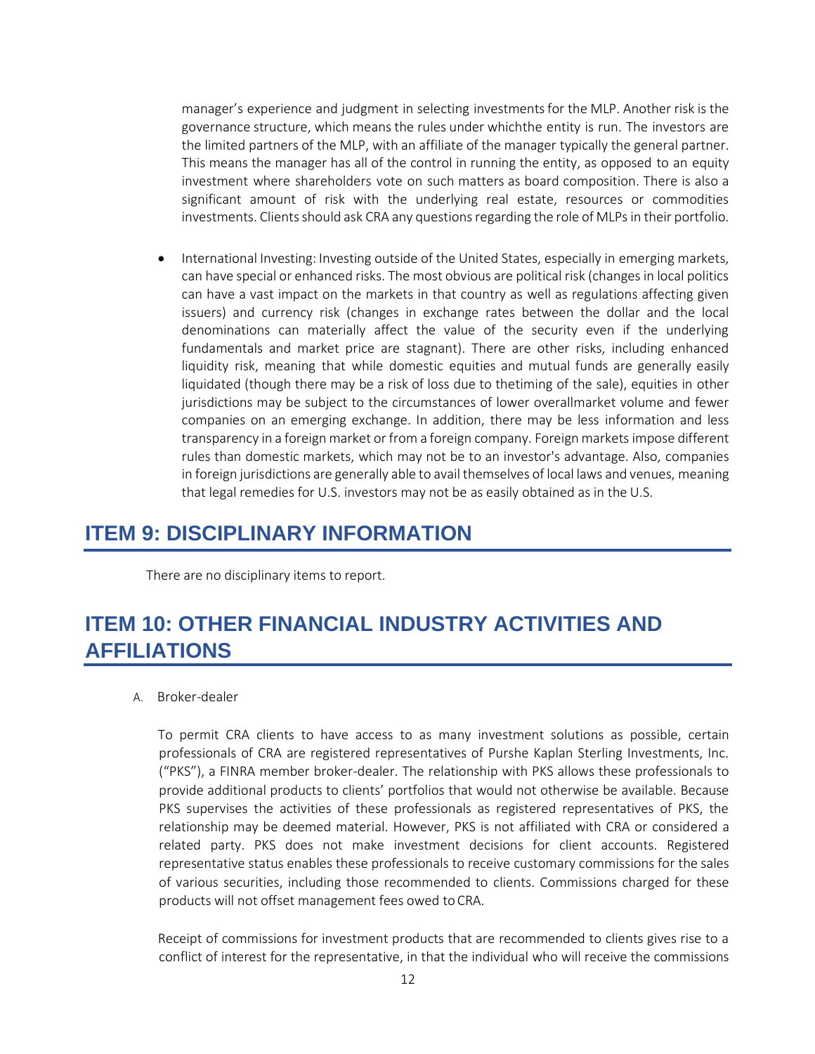manager's experience and judgment in selecting investments for the MLP. Another risk is the governance structure, which means the rules under whichthe entity is run. The investors are the limited partners of the MLP, with an affiliate of the manager typically the general partner. This means the manager has all of the control in running the entity, as opposed to an equity investment where shareholders vote on such matters as board composition. There is also a significant amount of risk with the underlying real estate, resources or commodities investments. Clients should ask CRA any questions regarding the role of MLPs in their portfolio.

- International Investing: Investing outside of the United States, especially in emerging markets, can have special or enhanced risks. The most obvious are political risk (changes in local politics can have a vast impact on the markets in that country as well as regulations affecting given issuers) and currency risk (changes in exchange rates between the dollar and the local denominations can materially affect the value of the security even if the underlying fundamentals and market price are stagnant). There are other risks, including enhanced liquidity risk, meaning that while domestic equities and mutual funds are generally easily liquidated (though there may be a risk of loss due to thetiming of the sale), equities in other jurisdictions may be subject to the circumstances of lower overallmarket volume and fewer companies on an emerging exchange. In addition, there may be less information and less transparency in a foreign market or from a foreign company. Foreign markets impose different rules than domestic markets, which may not be to an investor's advantage. Also, companies in foreign jurisdictions are generally able to avail themselves of local laws and venues, meaning that legal remedies for U.S. investors may not be as easily obtained as in the U.S.

# ITEM 9: DISCIPLINARY INFORMATION

There are no disciplinary items to report.

# ITEM 10: OTHER FINANCIAL INDUSTRY ACTIVITIES AND AFFILIATIONS

A. Broker-dealer

To permit CRA clients to have access to as many investment solutions as possible, certain professionals of CRA are registered representatives of Purshe Kaplan Sterling Investments, Inc. ("PKS"), a FINRA member broker-dealer. The relationship with PKS allows these professionals to provide additional products to clients' portfolios that would not otherwise be available. Because PKS supervises the activities of these professionals as registered representatives of PKS, the relationship may be deemed material. However, PKS is not affiliated with CRA or considered a related party. PKS does not make investment decisions for client accounts. Registered representative status enables these professionals to receive customary commissions for the sales of various securities, including those recommended to clients. Commissions charged for these products will not offset management fees owed to CRA.

Receipt of commissions for investment products that are recommended to clients gives rise to a conflict of interest for the representative, in that the individual who will receive the commissions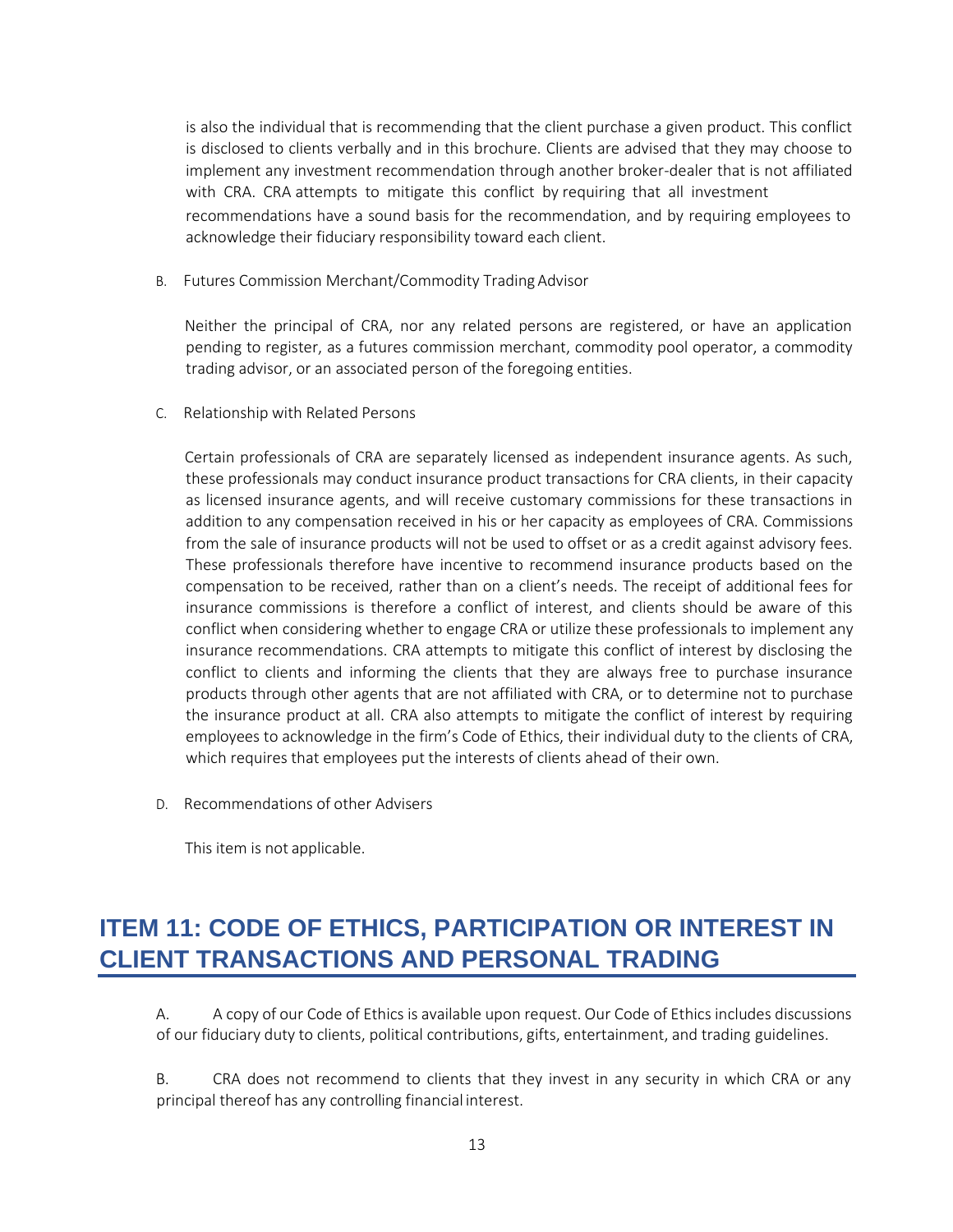is also the individual that is recommending that the client purchase a given product. This conflict is disclosed to clients verbally and in this brochure. Clients are advised that they may choose to implement any investment recommendation through another broker-dealer that is not affiliated with CRA. CRA attempts to mitigate this conflict by requiring that all investment recommendations have a sound basis for the recommendation, and by requiring employees to acknowledge their fiduciary responsibility toward each client.

B. Futures Commission Merchant/Commodity Trading Advisor

Neither the principal of CRA, nor any related persons are registered, or have an application pending to register, as a futures commission merchant, commodity pool operator, a commodity trading advisor, or an associated person of the foregoing entities.

C. Relationship with Related Persons

Certain professionals of CRA are separately licensed as independent insurance agents. As such, these professionals may conduct insurance product transactions for CRA clients, in their capacity as licensed insurance agents, and will receive customary commissions for these transactions in addition to any compensation received in his or her capacity as employees of CRA. Commissions from the sale of insurance products will not be used to offset or as a credit against advisory fees. These professionals therefore have incentive to recommend insurance products based on the compensation to be received, rather than on a client's needs. The receipt of additional fees for insurance commissions is therefore a conflict of interest, and clients should be aware of this conflict when considering whether to engage CRA or utilize these professionals to implement any insurance recommendations. CRA attempts to mitigate this conflict of interest by disclosing the conflict to clients and informing the clients that they are always free to purchase insurance products through other agents that are not affiliated with CRA, or to determine not to purchase the insurance product at all. CRA also attempts to mitigate the conflict of interest by requiring employees to acknowledge in the firm's Code of Ethics, their individual duty to the clients of CRA, which requires that employees put the interests of clients ahead of their own.

D. Recommendations of other Advisers

This item is not applicable.

## ITEM 11: CODE OF ETHICS, PARTICIPATION OR INTEREST IN CLIENT TRANSACTIONS AND PERSONAL TRADING

A. A copy of our Code of Ethics is available upon request. Our Code of Ethics includes discussions of our fiduciary duty to clients, political contributions, gifts, entertainment, and trading guidelines.

B. CRA does not recommend to clients that they invest in any security in which CRA or any principal thereof has any controlling financial interest.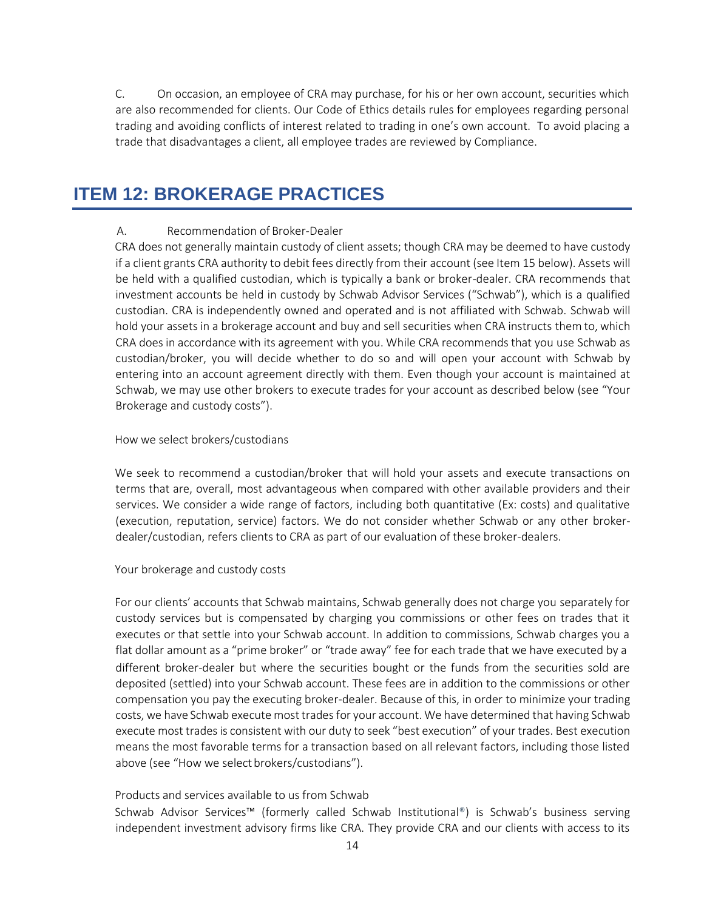C. On occasion, an employee of CRA may purchase, for his or her own account, securities which are also recommended for clients. Our Code of Ethics details rules for employees regarding personal trading and avoiding conflicts of interest related to trading in one's own account. To avoid placing a trade that disadvantages a client, all employee trades are reviewed by Compliance.

## ITEM 12: BROKERAGE PRACTICES

A. Recommendation of Broker-Dealer

CRA does not generally maintain custody of client assets; though CRA may be deemed to have custody if a client grants CRA authority to debit fees directly from their account (see Item 15 below). Assets will be held with a qualified custodian, which is typically a bank or broker-dealer. CRA recommends that investment accounts be held in custody by Schwab Advisor Services ("Schwab"), which is a qualified custodian. CRA is independently owned and operated and is not affiliated with Schwab. Schwab will hold your assets in a brokerage account and buy and sell securities when CRA instructs them to, which CRA does in accordance with its agreement with you. While CRA recommends that you use Schwab as custodian/broker, you will decide whether to do so and will open your account with Schwab by entering into an account agreement directly with them. Even though your account is maintained at Schwab, we may use other brokers to execute trades for your account as described below (see "Your Brokerage and custody costs").

How we select brokers/custodians

We seek to recommend a custodian/broker that will hold your assets and execute transactions on terms that are, overall, most advantageous when compared with other available providers and their services. We consider a wide range of factors, including both quantitative (Ex: costs) and qualitative (execution, reputation, service) factors. We do not consider whether Schwab or any other broker-dealer/custodian, refers clients to CRA as part of our evaluation of these broker-dealers.

Your brokerage and custody costs

For our clients' accounts that Schwab maintains, Schwab generally does not charge you separately for custody services but is compensated by charging you commissions or other fees on trades that it executes or that settle into your Schwab account. In addition to commissions, Schwab charges you a flat dollar amount as a "prime broker" or "trade away" fee for each trade that we have executed by a different broker-dealer but where the securities bought or the funds from the securities sold are deposited (settled) into your Schwab account. These fees are in addition to the commissions or other compensation you pay the executing broker-dealer. Because of this, in order to minimize your trading costs, we have Schwab execute most trades for your account. We have determined that having Schwab execute most trades is consistent with our duty to seek "best execution" of your trades. Best execution means the most favorable terms for a transaction based on all relevant factors, including those listed above (see "How we select brokers/custodians").

Products and services available to us from Schwab

Schwab Advisor Services™ (formerly called Schwab Institutional®) is Schwab's business serving independent investment advisory firms like CRA. They provide CRA and our clients with access to its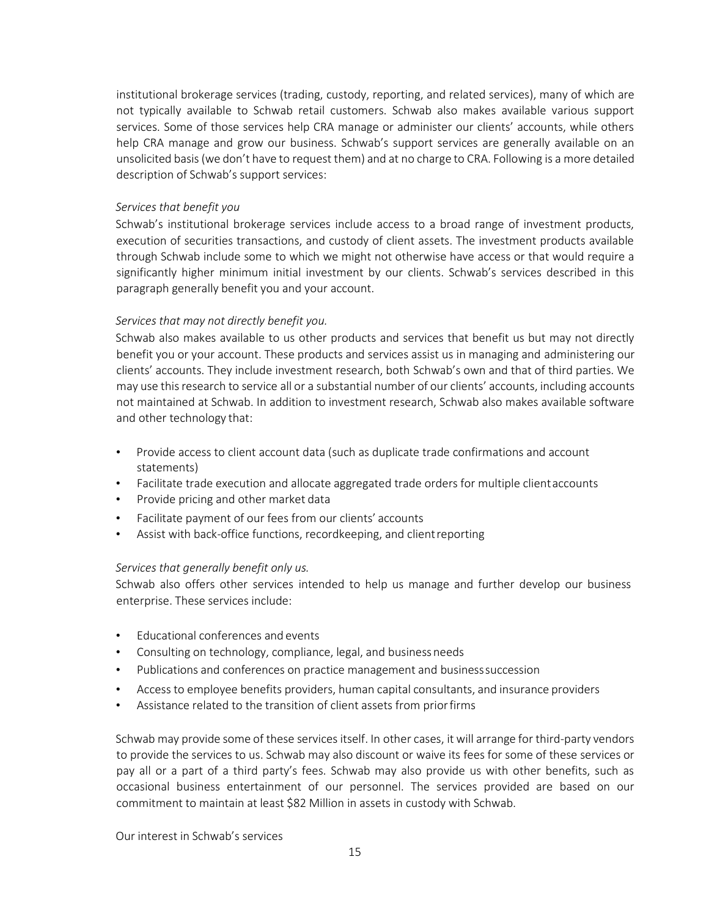institutional brokerage services (trading, custody, reporting, and related services), many of which are not typically available to Schwab retail customers. Schwab also makes available various support services. Some of those services help CRA manage or administer our clients' accounts, while others help CRA manage and grow our business. Schwab's support services are generally available on an unsolicited basis (we don't have to request them) and at no charge to CRA. Following is a more detailed description of Schwab's support services:

*Services that benefit you*

Schwab's institutional brokerage services include access to a broad range of investment products, execution of securities transactions, and custody of client assets. The investment products available through Schwab include some to which we might not otherwise have access or that would require a significantly higher minimum initial investment by our clients. Schwab's services described in this paragraph generally benefit you and your account.

*Services that may not directly benefit you.*

Schwab also makes available to us other products and services that benefit us but may not directly benefit you or your account. These products and services assist us in managing and administering our clients' accounts. They include investment research, both Schwab's own and that of third parties. We may use this research to service all or a substantial number of our clients' accounts, including accounts not maintained at Schwab. In addition to investment research, Schwab also makes available software and other technology that:

- Provide access to client account data (such as duplicate trade confirmations and account statements)
- Facilitate trade execution and allocate aggregated trade orders for multiple client accounts
- Provide pricing and other market data
- Facilitate payment of our fees from our clients' accounts
- Assist with back-office functions, recordkeeping, and client reporting

*Services that generally benefit only us.*

Schwab also offers other services intended to help us manage and further develop our business enterprise. These services include:

- Educational conferences and events
- Consulting on technology, compliance, legal, and business needs
- Publications and conferences on practice management and business succession
- Access to employee benefits providers, human capital consultants, and insurance providers
- Assistance related to the transition of client assets from prior firms

Schwab may provide some of these services itself. In other cases, it will arrange for third-party vendors to provide the services to us. Schwab may also discount or waive its fees for some of these services or pay all or a part of a third party's fees. Schwab may also provide us with other benefits, such as occasional business entertainment of our personnel. The services provided are based on our commitment to maintain at least $82 Million in assets in custody with Schwab.

Our interest in Schwab's services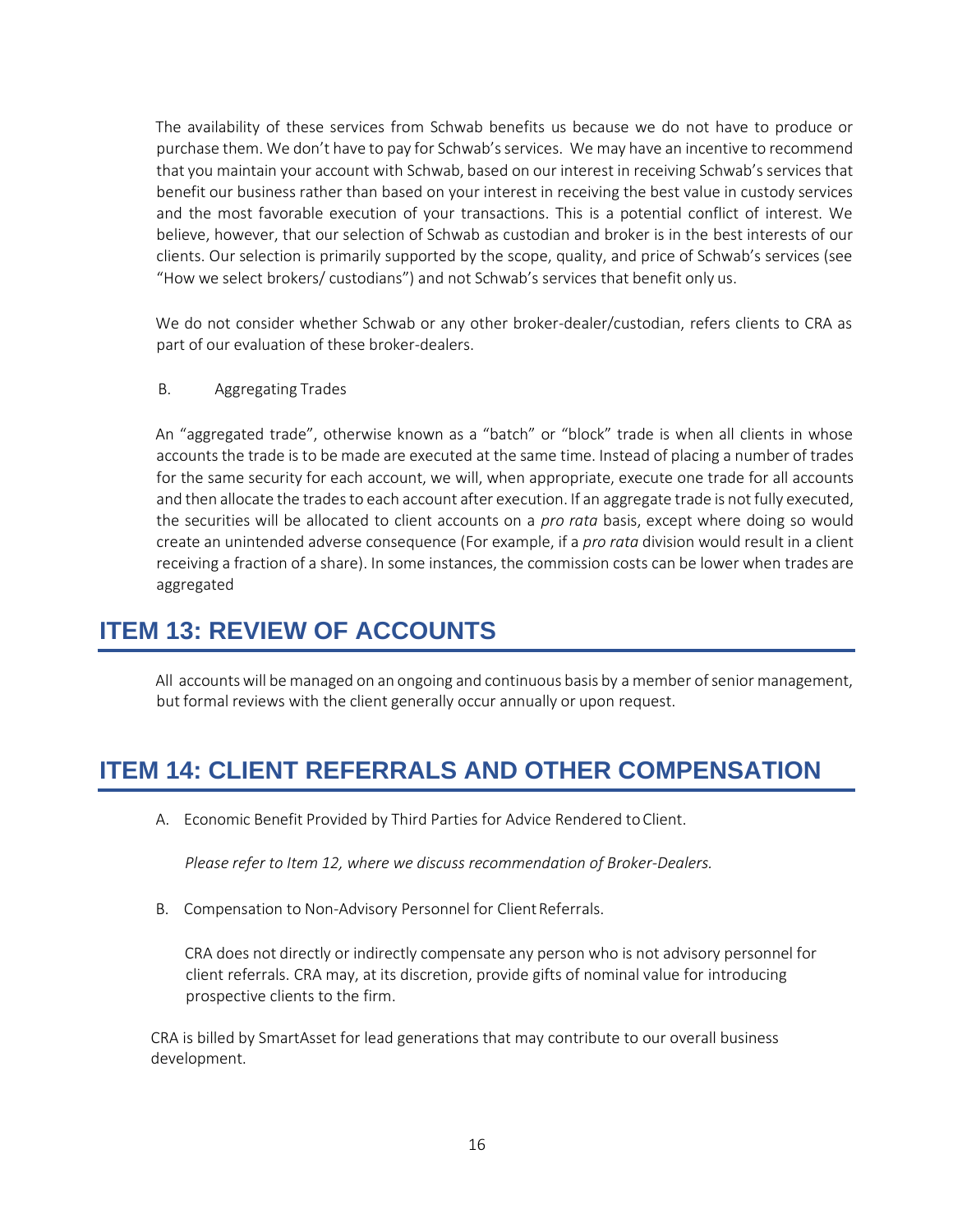The availability of these services from Schwab benefits us because we do not have to produce or purchase them. We don't have to pay for Schwab's services. We may have an incentive to recommend that you maintain your account with Schwab, based on our interest in receiving Schwab's services that benefit our business rather than based on your interest in receiving the best value in custody services and the most favorable execution of your transactions. This is a potential conflict of interest. We believe, however, that our selection of Schwab as custodian and broker is in the best interests of our clients. Our selection is primarily supported by the scope, quality, and price of Schwab's services (see "How we select brokers/ custodians") and not Schwab's services that benefit only us.

We do not consider whether Schwab or any other broker-dealer/custodian, refers clients to CRA as part of our evaluation of these broker-dealers.

B. Aggregating Trades

An "aggregated trade", otherwise known as a "batch" or "block" trade is when all clients in whose accounts the trade is to be made are executed at the same time. Instead of placing a number of trades for the same security for each account, we will, when appropriate, execute one trade for all accounts and then allocate the trades to each account after execution. If an aggregate trade is not fully executed, the securities will be allocated to client accounts on a *pro rata* basis, except where doing so would create an unintended adverse consequence (For example, if a *pro rata* division would result in a client receiving a fraction of a share). In some instances, the commission costs can be lower when trades are aggregated

## ITEM 13: REVIEW OF ACCOUNTS

All accounts will be managed on an ongoing and continuous basis by a member of senior management, but formal reviews with the client generally occur annually or upon request.

## ITEM 14: CLIENT REFERRALS AND OTHER COMPENSATION

A. Economic Benefit Provided by Third Parties for Advice Rendered to Client.

*Please refer to Item 12, where we discuss recommendation of Broker-Dealers.*

B. Compensation to Non-Advisory Personnel for Client Referrals.

CRA does not directly or indirectly compensate any person who is not advisory personnel for client referrals. CRA may, at its discretion, provide gifts of nominal value for introducing prospective clients to the firm.

CRA is billed by SmartAsset for lead generations that may contribute to our overall business development.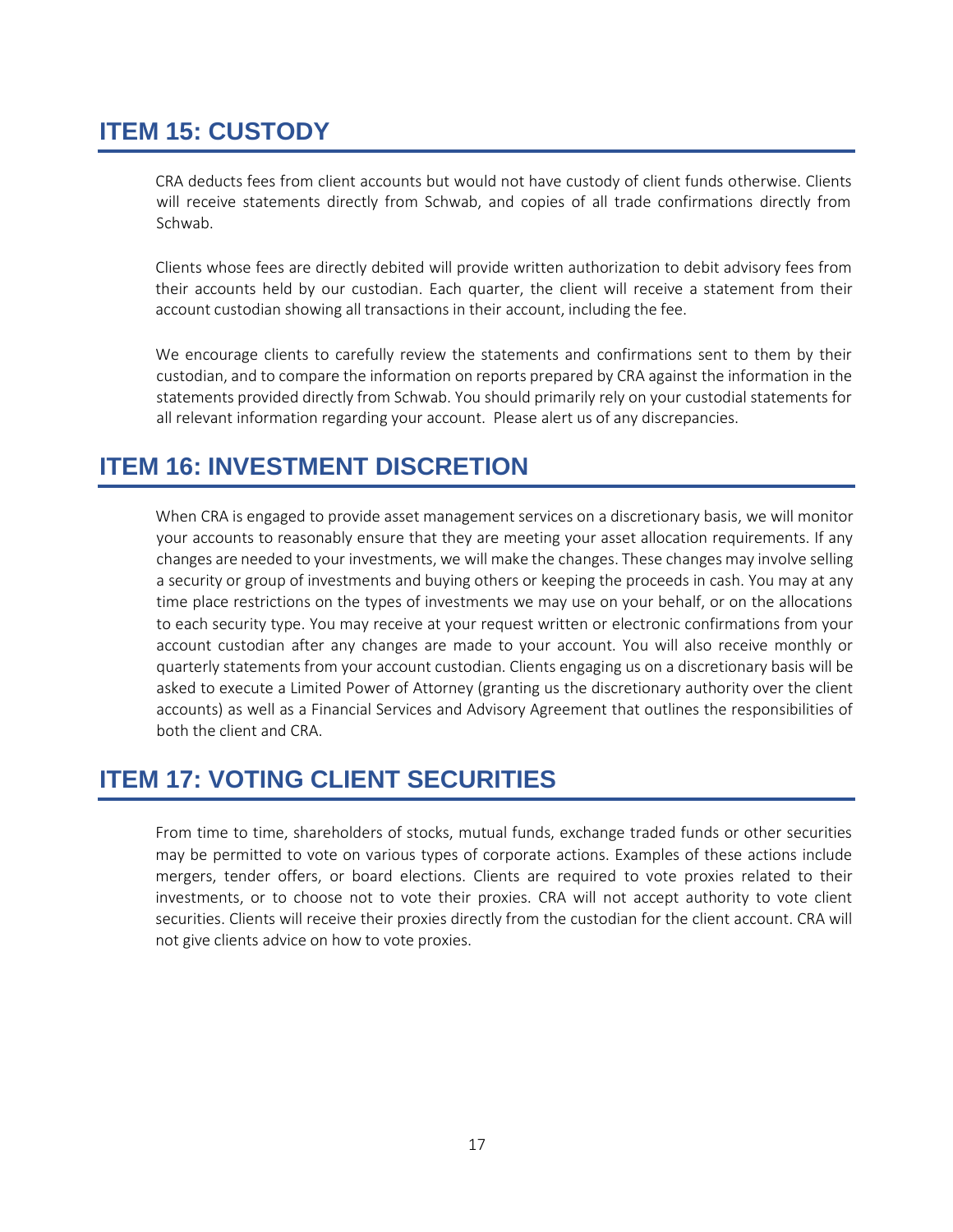## ITEM 15: CUSTODY

CRA deducts fees from client accounts but would not have custody of client funds otherwise. Clients will receive statements directly from Schwab, and copies of all trade confirmations directly from Schwab.

Clients whose fees are directly debited will provide written authorization to debit advisory fees from their accounts held by our custodian. Each quarter, the client will receive a statement from their account custodian showing all transactions in their account, including the fee.

We encourage clients to carefully review the statements and confirmations sent to them by their custodian, and to compare the information on reports prepared by CRA against the information in the statements provided directly from Schwab. You should primarily rely on your custodial statements for all relevant information regarding your account. Please alert us of any discrepancies.

## ITEM 16: INVESTMENT DISCRETION

When CRA is engaged to provide asset management services on a discretionary basis, we will monitor your accounts to reasonably ensure that they are meeting your asset allocation requirements. If any changes are needed to your investments, we will make the changes. These changes may involve selling a security or group of investments and buying others or keeping the proceeds in cash. You may at any time place restrictions on the types of investments we may use on your behalf, or on the allocations to each security type. You may receive at your request written or electronic confirmations from your account custodian after any changes are made to your account. You will also receive monthly or quarterly statements from your account custodian. Clients engaging us on a discretionary basis will be asked to execute a Limited Power of Attorney (granting us the discretionary authority over the client accounts) as well as a Financial Services and Advisory Agreement that outlines the responsibilities of both the client and CRA.

## ITEM 17: VOTING CLIENT SECURITIES

From time to time, shareholders of stocks, mutual funds, exchange traded funds or other securities may be permitted to vote on various types of corporate actions. Examples of these actions include mergers, tender offers, or board elections. Clients are required to vote proxies related to their investments, or to choose not to vote their proxies. CRA will not accept authority to vote client securities. Clients will receive their proxies directly from the custodian for the client account. CRA will not give clients advice on how to vote proxies.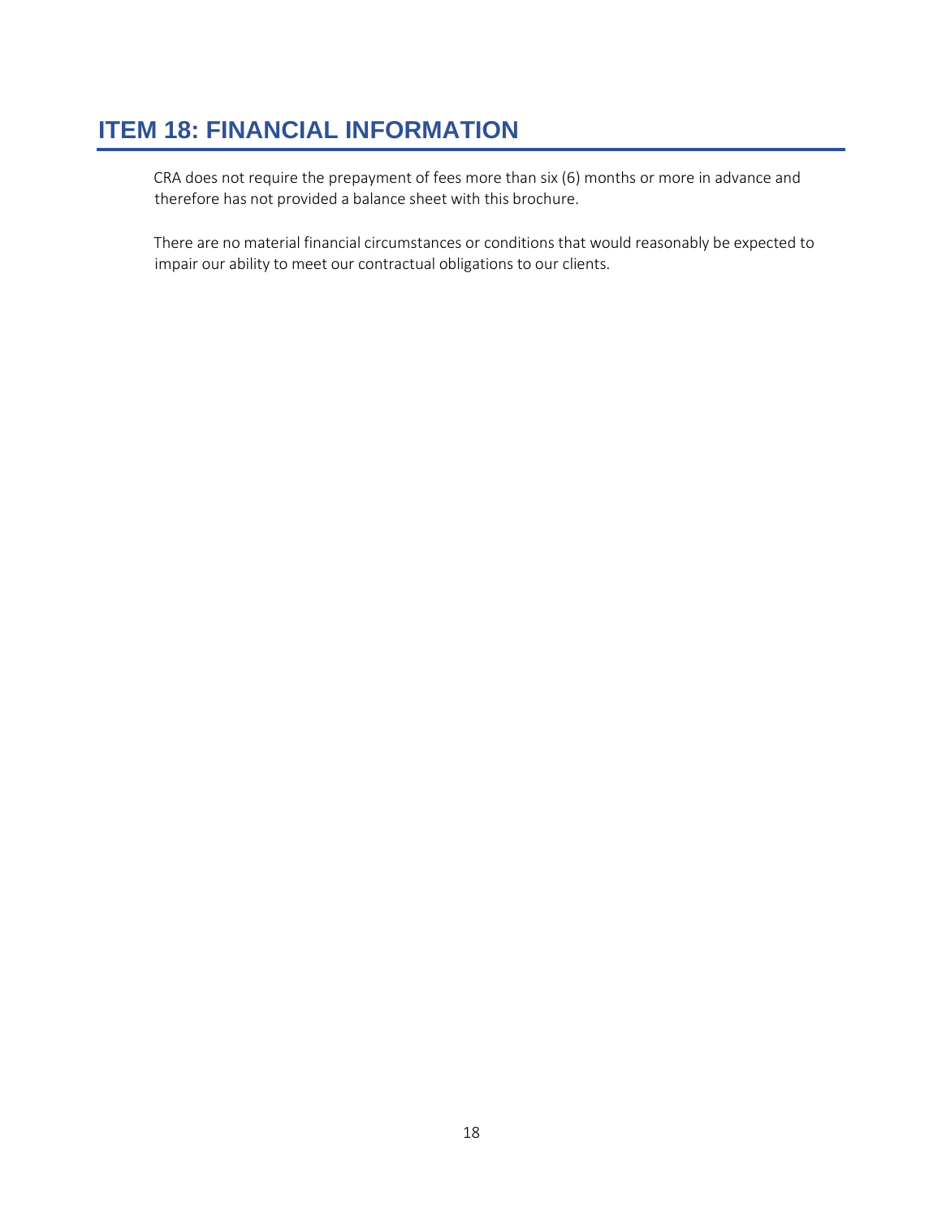## ITEM 18: FINANCIAL INFORMATION

CRA does not require the prepayment of fees more than six (6) months or more in advance and therefore has not provided a balance sheet with this brochure.

There are no material financial circumstances or conditions that would reasonably be expected to impair our ability to meet our contractual obligations to our clients.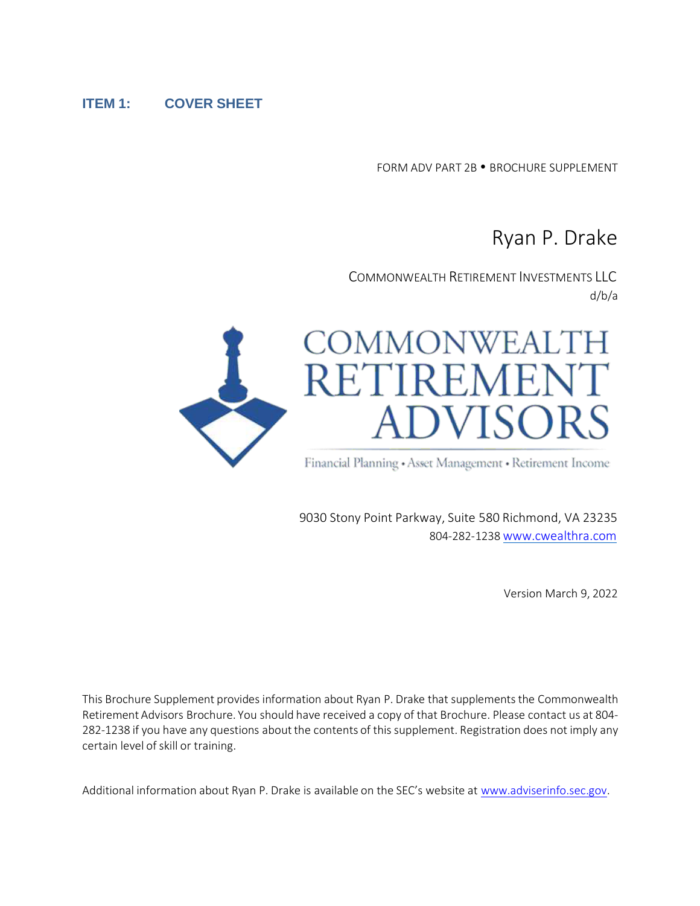## ITEM 1: COVER SHEET

FORM ADV PART 2B • BROCHURE SUPPLEMENT

# Ryan P. Drake

COMMONWEALTH RETIREMENT INVESTMENTS LLC
d/b/a

COMMONWEALTH RETIREMENT ADVISORS

Financial Planning • Asset Management • Retirement Income

9030 Stony Point Parkway, Suite 580 Richmond, VA 23235
804-282-1238 www.cwealthra.com

Version March 9, 2022

This Brochure Supplement provides information about Ryan P. Drake that supplements the Commonwealth Retirement Advisors Brochure. You should have received a copy of that Brochure. Please contact us at 804-282-1238 if you have any questions about the contents of this supplement. Registration does not imply any certain level of skill or training.

Additional information about Ryan P. Drake is available on the SEC's website at www.adviserinfo.sec.gov.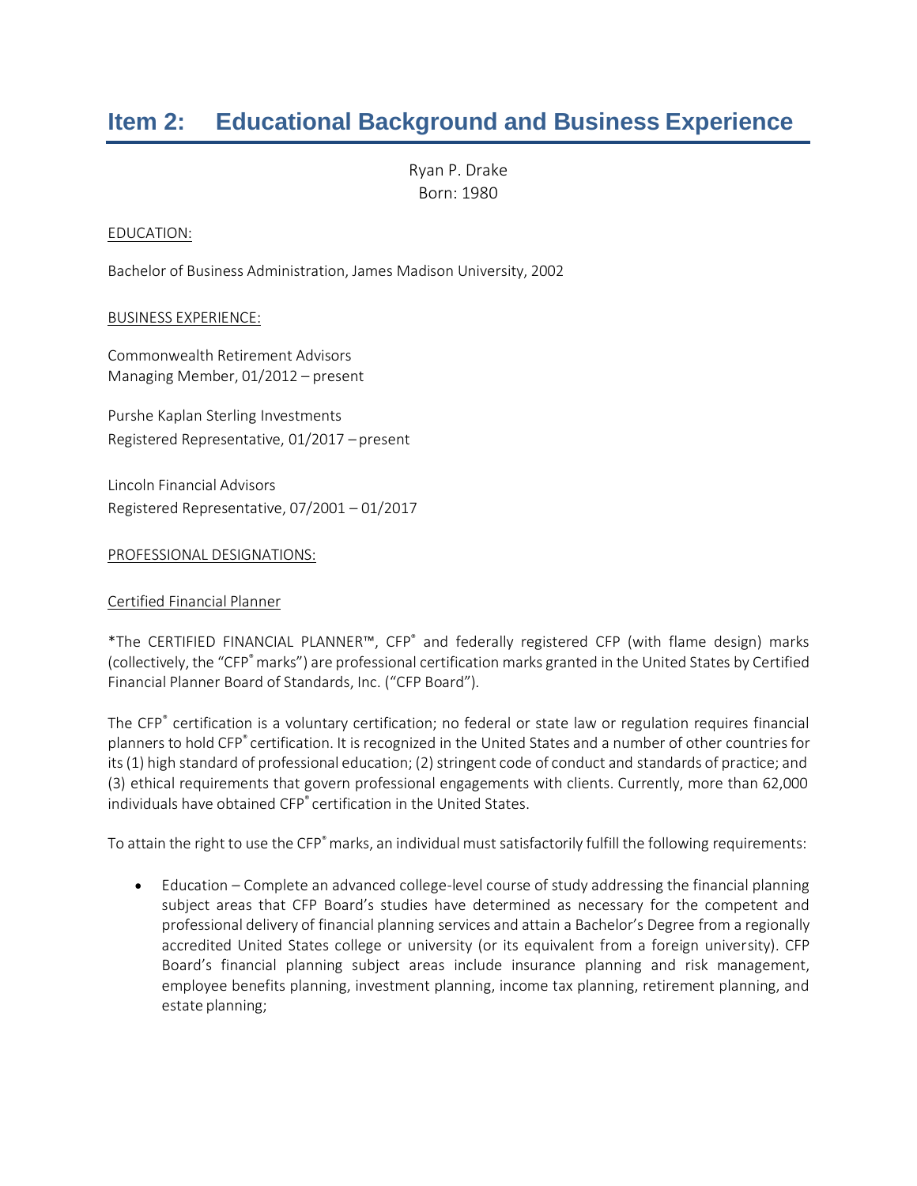# Item 2: Educational Background and Business Experience

Ryan P. Drake
Born: 1980

EDUCATION:

Bachelor of Business Administration, James Madison University, 2002

BUSINESS EXPERIENCE:

Commonwealth Retirement Advisors
Managing Member, 01/2012 – present

Purshe Kaplan Sterling Investments
Registered Representative, 01/2017 – present

Lincoln Financial Advisors
Registered Representative, 07/2001 – 01/2017

PROFESSIONAL DESIGNATIONS:

Certified Financial Planner

*The CERTIFIED FINANCIAL PLANNER™, CFP® and federally registered CFP (with flame design) marks (collectively, the "CFP® marks") are professional certification marks granted in the United States by Certified Financial Planner Board of Standards, Inc. ("CFP Board").

The CFP® certification is a voluntary certification; no federal or state law or regulation requires financial planners to hold CFP® certification. It is recognized in the United States and a number of other countries for its (1) high standard of professional education; (2) stringent code of conduct and standards of practice; and (3) ethical requirements that govern professional engagements with clients. Currently, more than 62,000 individuals have obtained CFP® certification in the United States.

To attain the right to use the CFP® marks, an individual must satisfactorily fulfill the following requirements:

- Education – Complete an advanced college-level course of study addressing the financial planning subject areas that CFP Board's studies have determined as necessary for the competent and professional delivery of financial planning services and attain a Bachelor's Degree from a regionally accredited United States college or university (or its equivalent from a foreign university). CFP Board's financial planning subject areas include insurance planning and risk management, employee benefits planning, investment planning, income tax planning, retirement planning, and estate planning;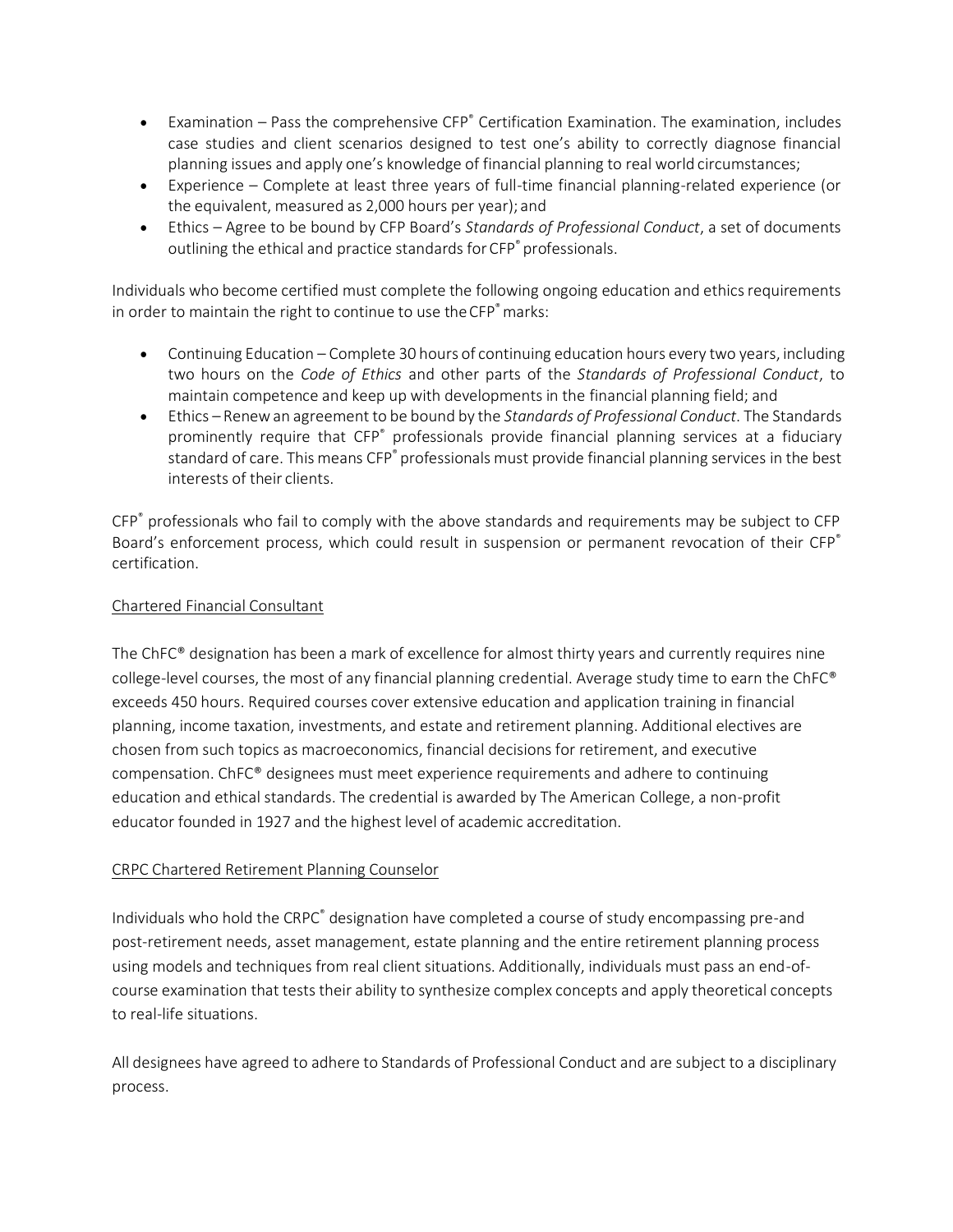- Examination – Pass the comprehensive CFP® Certification Examination. The examination, includes case studies and client scenarios designed to test one's ability to correctly diagnose financial planning issues and apply one's knowledge of financial planning to real world circumstances;
- Experience – Complete at least three years of full-time financial planning-related experience (or the equivalent, measured as 2,000 hours per year); and
- Ethics – Agree to be bound by CFP Board's *Standards of Professional Conduct*, a set of documents outlining the ethical and practice standards for CFP® professionals.

Individuals who become certified must complete the following ongoing education and ethics requirements in order to maintain the right to continue to use the CFP® marks:

- Continuing Education – Complete 30 hours of continuing education hours every two years, including two hours on the *Code of Ethics* and other parts of the *Standards of Professional Conduct*, to maintain competence and keep up with developments in the financial planning field; and
- Ethics – Renew an agreement to be bound by the *Standards of Professional Conduct*. The Standards prominently require that CFP® professionals provide financial planning services at a fiduciary standard of care. This means CFP® professionals must provide financial planning services in the best interests of their clients.

CFP® professionals who fail to comply with the above standards and requirements may be subject to CFP Board's enforcement process, which could result in suspension or permanent revocation of their CFP® certification.

Chartered Financial Consultant

The ChFC® designation has been a mark of excellence for almost thirty years and currently requires nine college-level courses, the most of any financial planning credential. Average study time to earn the ChFC® exceeds 450 hours. Required courses cover extensive education and application training in financial planning, income taxation, investments, and estate and retirement planning. Additional electives are chosen from such topics as macroeconomics, financial decisions for retirement, and executive compensation. ChFC® designees must meet experience requirements and adhere to continuing education and ethical standards. The credential is awarded by The American College, a non-profit educator founded in 1927 and the highest level of academic accreditation.

CRPC Chartered Retirement Planning Counselor

Individuals who hold the CRPC® designation have completed a course of study encompassing pre-and post-retirement needs, asset management, estate planning and the entire retirement planning process using models and techniques from real client situations. Additionally, individuals must pass an end-of-course examination that tests their ability to synthesize complex concepts and apply theoretical concepts to real-life situations.

All designees have agreed to adhere to Standards of Professional Conduct and are subject to a disciplinary process.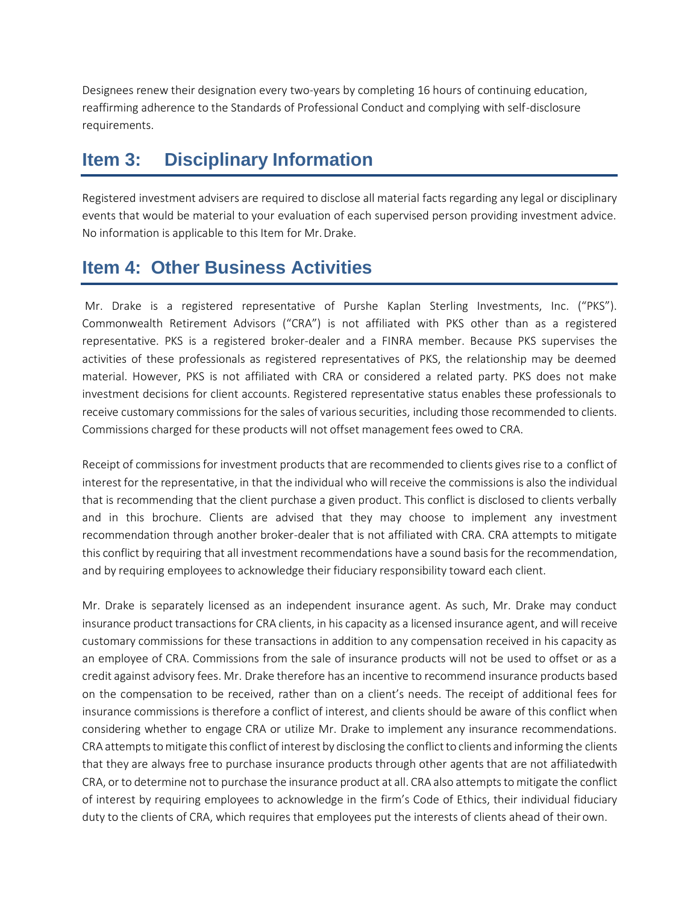Designees renew their designation every two-years by completing 16 hours of continuing education, reaffirming adherence to the Standards of Professional Conduct and complying with self-disclosure requirements.

## Item 3: Disciplinary Information

Registered investment advisers are required to disclose all material facts regarding any legal or disciplinary events that would be material to your evaluation of each supervised person providing investment advice. No information is applicable to this Item for Mr. Drake.

## Item 4: Other Business Activities

Mr. Drake is a registered representative of Purshe Kaplan Sterling Investments, Inc. ("PKS"). Commonwealth Retirement Advisors ("CRA") is not affiliated with PKS other than as a registered representative. PKS is a registered broker-dealer and a FINRA member. Because PKS supervises the activities of these professionals as registered representatives of PKS, the relationship may be deemed material. However, PKS is not affiliated with CRA or considered a related party. PKS does not make investment decisions for client accounts. Registered representative status enables these professionals to receive customary commissions for the sales of various securities, including those recommended to clients. Commissions charged for these products will not offset management fees owed to CRA.

Receipt of commissions for investment products that are recommended to clients gives rise to a conflict of interest for the representative, in that the individual who will receive the commissions is also the individual that is recommending that the client purchase a given product. This conflict is disclosed to clients verbally and in this brochure. Clients are advised that they may choose to implement any investment recommendation through another broker-dealer that is not affiliated with CRA. CRA attempts to mitigate this conflict by requiring that all investment recommendations have a sound basis for the recommendation, and by requiring employees to acknowledge their fiduciary responsibility toward each client.

Mr. Drake is separately licensed as an independent insurance agent. As such, Mr. Drake may conduct insurance product transactions for CRA clients, in his capacity as a licensed insurance agent, and will receive customary commissions for these transactions in addition to any compensation received in his capacity as an employee of CRA. Commissions from the sale of insurance products will not be used to offset or as a credit against advisory fees. Mr. Drake therefore has an incentive to recommend insurance products based on the compensation to be received, rather than on a client's needs. The receipt of additional fees for insurance commissions is therefore a conflict of interest, and clients should be aware of this conflict when considering whether to engage CRA or utilize Mr. Drake to implement any insurance recommendations. CRA attempts to mitigate this conflict of interest by disclosing the conflict to clients and informing the clients that they are always free to purchase insurance products through other agents that are not affiliatedwith CRA, or to determine not to purchase the insurance product at all. CRA also attempts to mitigate the conflict of interest by requiring employees to acknowledge in the firm's Code of Ethics, their individual fiduciary duty to the clients of CRA, which requires that employees put the interests of clients ahead of their own.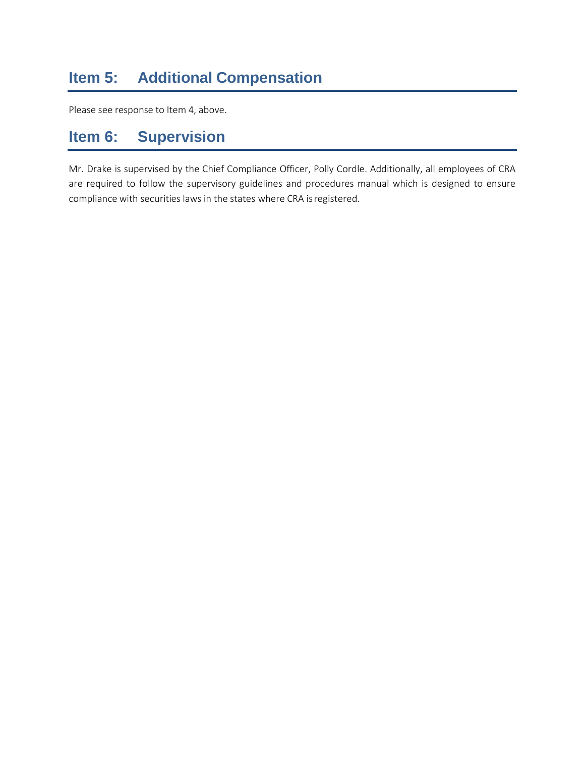## Item 5: Additional Compensation

Please see response to Item 4, above.

## Item 6: Supervision

Mr. Drake is supervised by the Chief Compliance Officer, Polly Cordle. Additionally, all employees of CRA are required to follow the supervisory guidelines and procedures manual which is designed to ensure compliance with securities laws in the states where CRA is registered.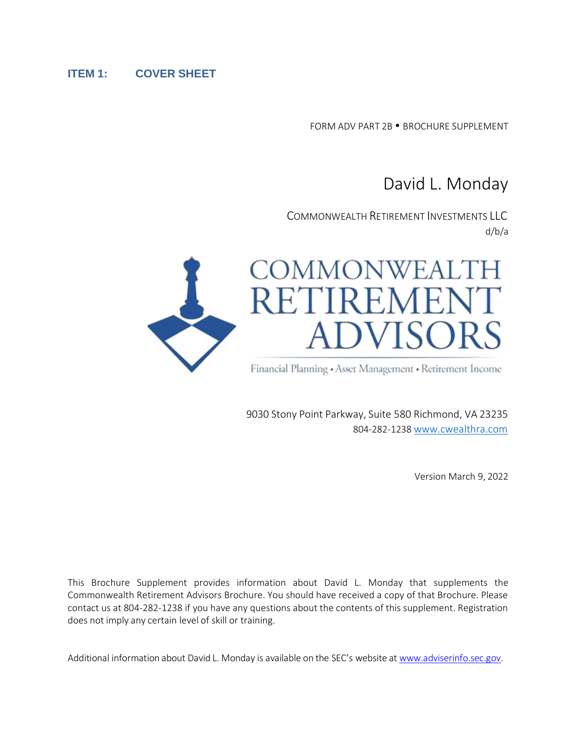## ITEM 1: COVER SHEET

FORM ADV PART 2B • BROCHURE SUPPLEMENT

# David L. Monday

COMMONWEALTH RETIREMENT INVESTMENTS LLC
d/b/a

COMMONWEALTH RETIREMENT ADVISORS

Financial Planning • Asset Management • Retirement Income

9030 Stony Point Parkway, Suite 580 Richmond, VA 23235
804-282-1238 www.cwealthra.com

Version March 9, 2022

This Brochure Supplement provides information about David L. Monday that supplements the Commonwealth Retirement Advisors Brochure. You should have received a copy of that Brochure. Please contact us at 804-282-1238 if you have any questions about the contents of this supplement. Registration does not imply any certain level of skill or training.

Additional information about David L. Monday is available on the SEC's website at www.adviserinfo.sec.gov.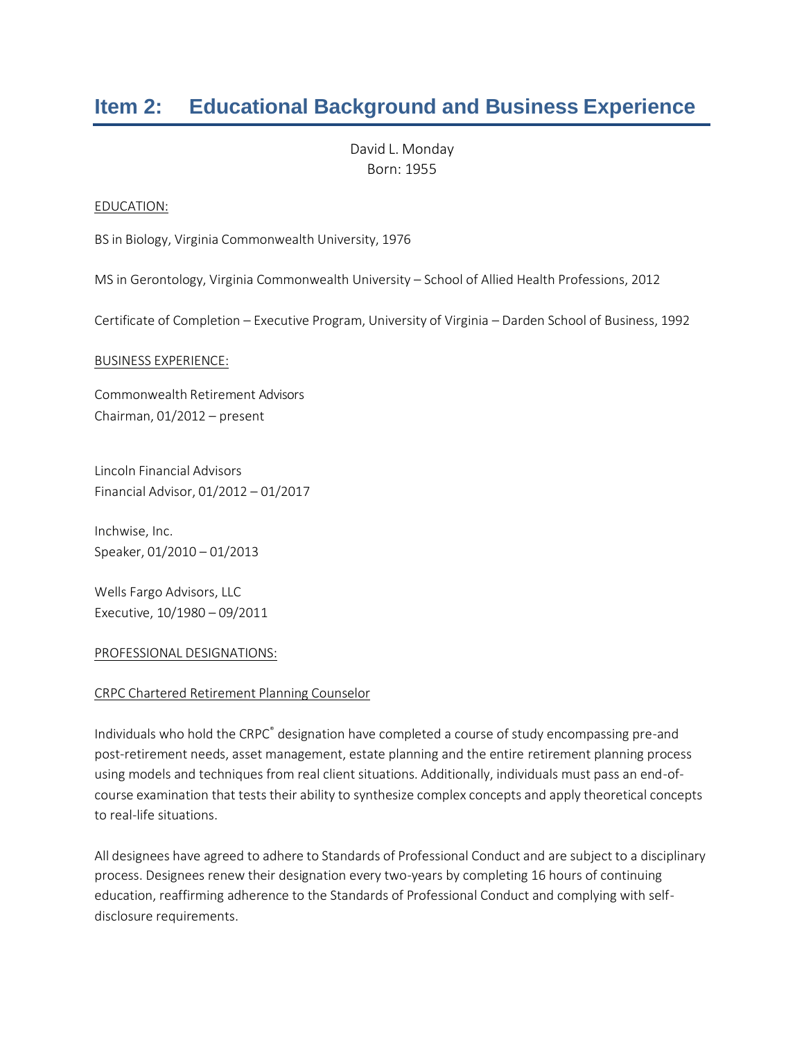## Item 2: Educational Background and Business Experience

David L. Monday
Born: 1955

EDUCATION:

BS in Biology, Virginia Commonwealth University, 1976

MS in Gerontology, Virginia Commonwealth University – School of Allied Health Professions, 2012

Certificate of Completion – Executive Program, University of Virginia – Darden School of Business, 1992

BUSINESS EXPERIENCE:

Commonwealth Retirement Advisors
Chairman, 01/2012 – present

Lincoln Financial Advisors
Financial Advisor, 01/2012 – 01/2017

Inchwise, Inc.
Speaker, 01/2010 – 01/2013

Wells Fargo Advisors, LLC
Executive, 10/1980 – 09/2011

PROFESSIONAL DESIGNATIONS:

CRPC Chartered Retirement Planning Counselor

Individuals who hold the CRPC® designation have completed a course of study encompassing pre-and post-retirement needs, asset management, estate planning and the entire retirement planning process using models and techniques from real client situations. Additionally, individuals must pass an end-of-course examination that tests their ability to synthesize complex concepts and apply theoretical concepts to real-life situations.

All designees have agreed to adhere to Standards of Professional Conduct and are subject to a disciplinary process. Designees renew their designation every two-years by completing 16 hours of continuing education, reaffirming adherence to the Standards of Professional Conduct and complying with self-disclosure requirements.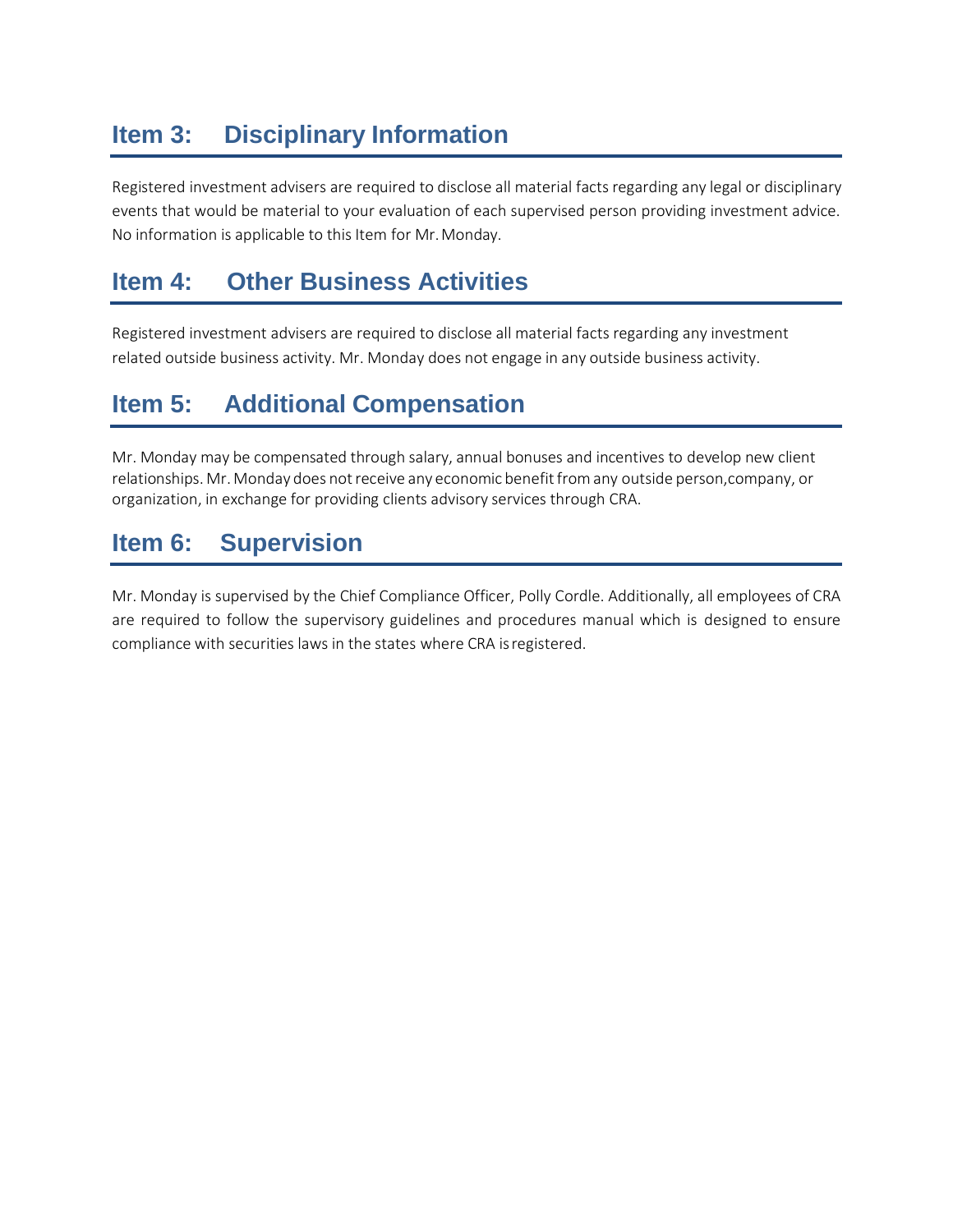## Item 3: Disciplinary Information

Registered investment advisers are required to disclose all material facts regarding any legal or disciplinary events that would be material to your evaluation of each supervised person providing investment advice. No information is applicable to this Item for Mr. Monday.

## Item 4: Other Business Activities

Registered investment advisers are required to disclose all material facts regarding any investment related outside business activity. Mr. Monday does not engage in any outside business activity.

## Item 5: Additional Compensation

Mr. Monday may be compensated through salary, annual bonuses and incentives to develop new client relationships. Mr. Monday does not receive any economic benefit from any outside person,company, or organization, in exchange for providing clients advisory services through CRA.

## Item 6: Supervision

Mr. Monday is supervised by the Chief Compliance Officer, Polly Cordle. Additionally, all employees of CRA are required to follow the supervisory guidelines and procedures manual which is designed to ensure compliance with securities laws in the states where CRA is registered.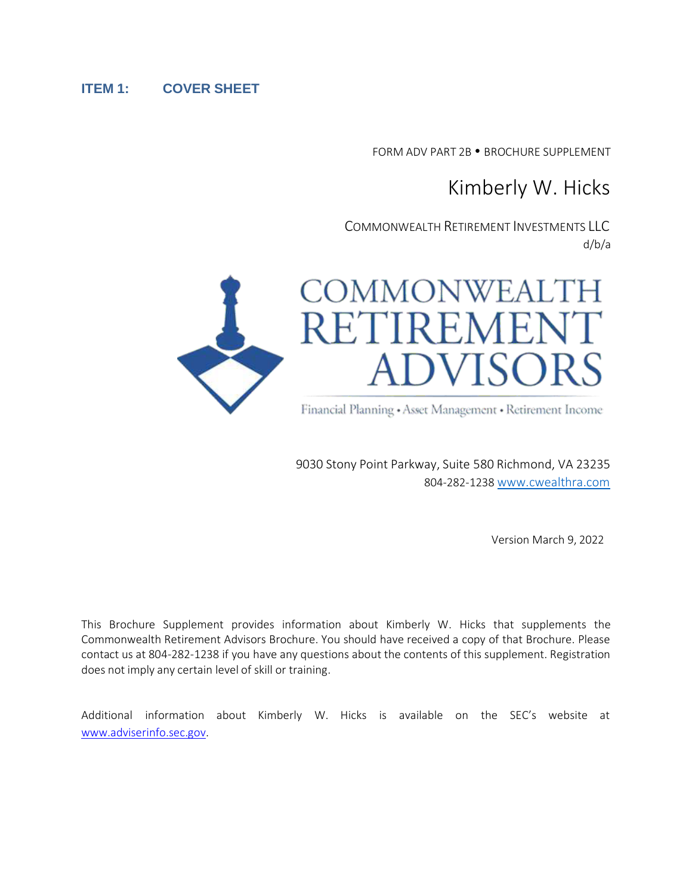## ITEM 1: COVER SHEET

FORM ADV PART 2B • BROCHURE SUPPLEMENT

# Kimberly W. Hicks

COMMONWEALTH RETIREMENT INVESTMENTS LLC
d/b/a

COMMONWEALTH RETIREMENT ADVISORS

Financial Planning • Asset Management • Retirement Income

9030 Stony Point Parkway, Suite 580 Richmond, VA 23235
804-282-1238 www.cwealthra.com

Version March 9, 2022

This Brochure Supplement provides information about Kimberly W. Hicks that supplements the Commonwealth Retirement Advisors Brochure. You should have received a copy of that Brochure. Please contact us at 804-282-1238 if you have any questions about the contents of this supplement. Registration does not imply any certain level of skill or training.

Additional information about Kimberly W. Hicks is available on the SEC's website at www.adviserinfo.sec.gov.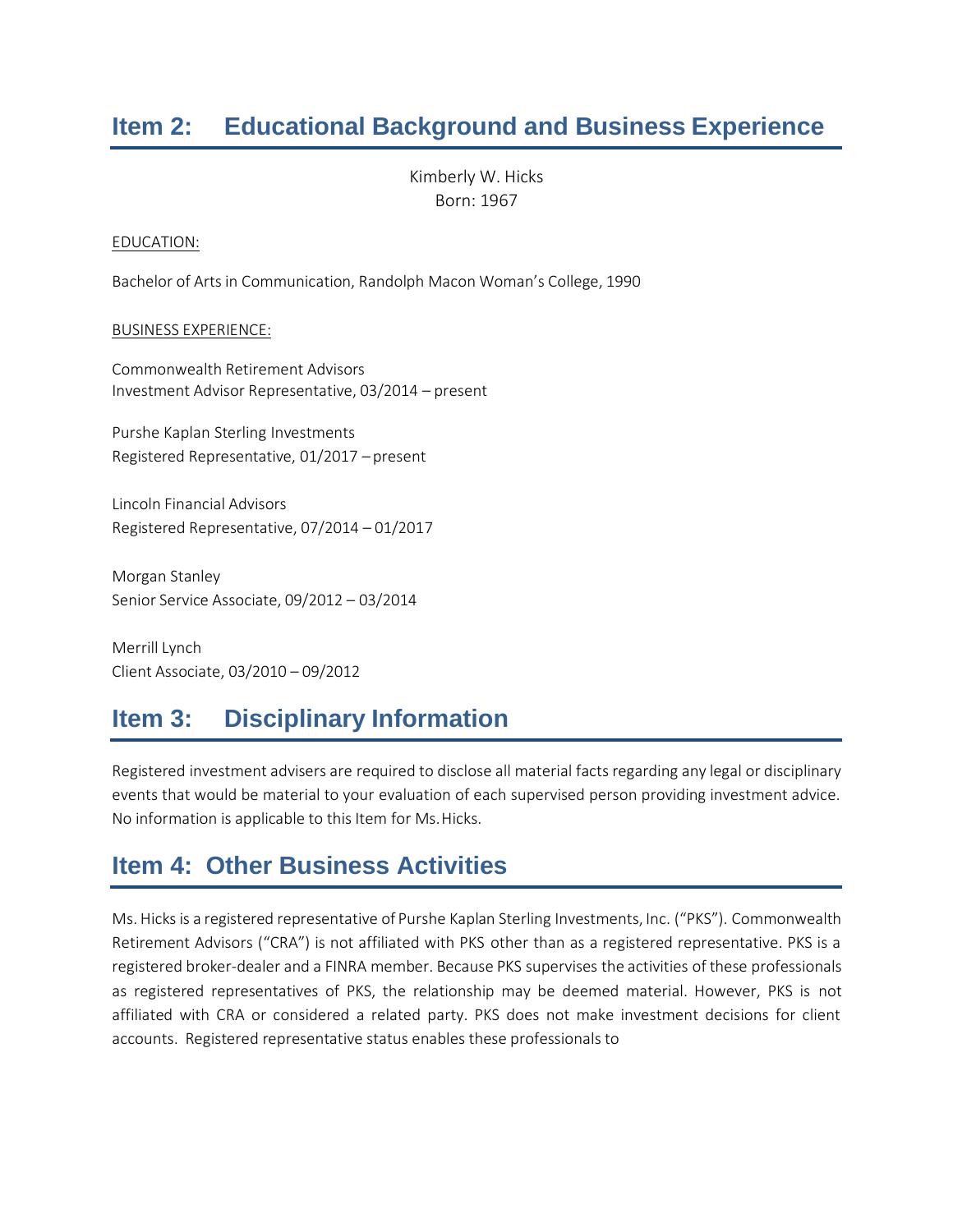## Item 2: Educational Background and Business Experience

Kimberly W. Hicks
Born: 1967

EDUCATION:

Bachelor of Arts in Communication, Randolph Macon Woman's College, 1990

BUSINESS EXPERIENCE:

Commonwealth Retirement Advisors
Investment Advisor Representative, 03/2014 – present

Purshe Kaplan Sterling Investments
Registered Representative, 01/2017 – present

Lincoln Financial Advisors
Registered Representative, 07/2014 – 01/2017

Morgan Stanley
Senior Service Associate, 09/2012 – 03/2014

Merrill Lynch
Client Associate, 03/2010 – 09/2012

## Item 3: Disciplinary Information

Registered investment advisers are required to disclose all material facts regarding any legal or disciplinary events that would be material to your evaluation of each supervised person providing investment advice. No information is applicable to this Item for Ms. Hicks.

## Item 4: Other Business Activities

Ms. Hicks is a registered representative of Purshe Kaplan Sterling Investments, Inc. ("PKS"). Commonwealth Retirement Advisors ("CRA") is not affiliated with PKS other than as a registered representative. PKS is a registered broker-dealer and a FINRA member. Because PKS supervises the activities of these professionals as registered representatives of PKS, the relationship may be deemed material. However, PKS is not affiliated with CRA or considered a related party. PKS does not make investment decisions for client accounts. Registered representative status enables these professionals to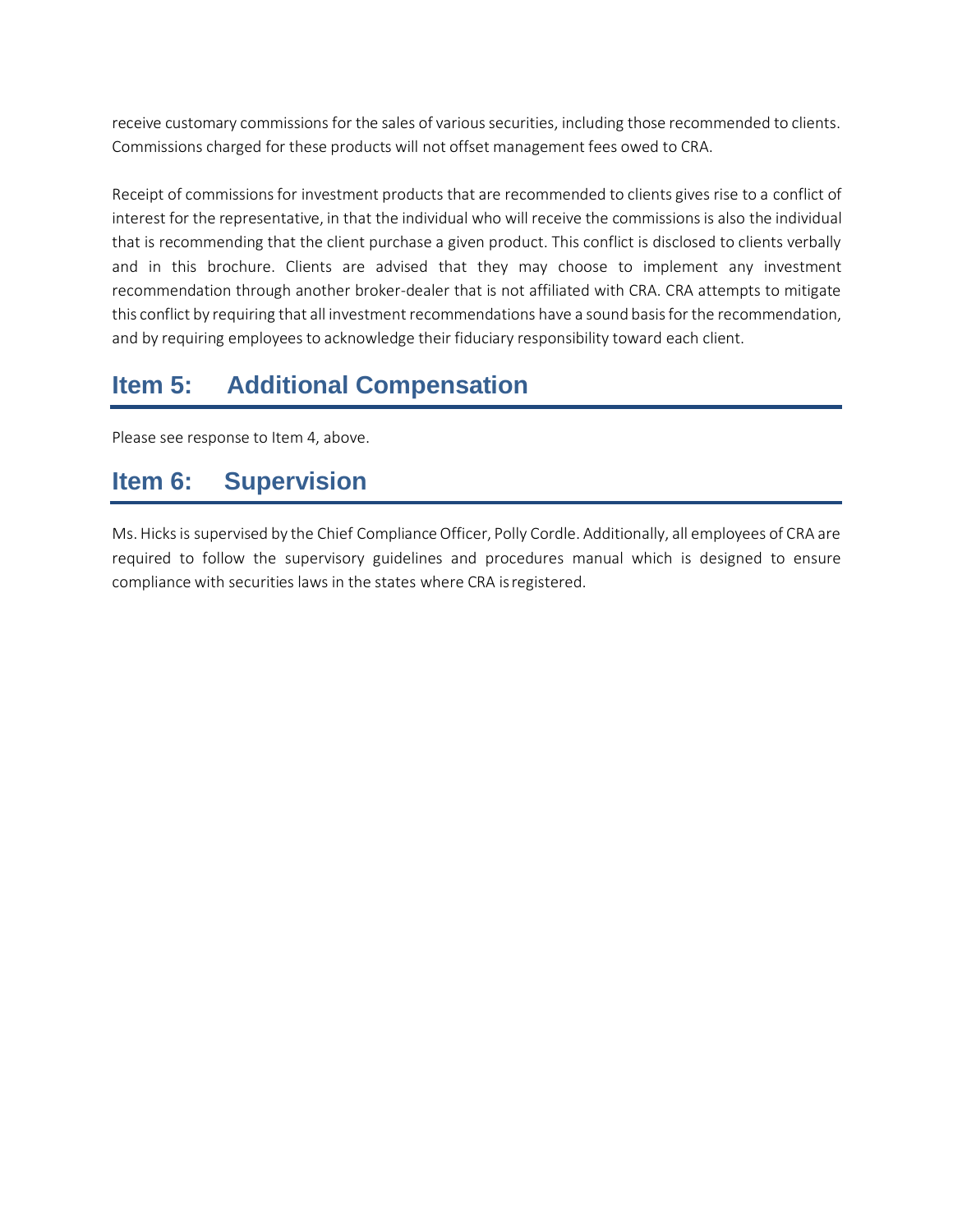receive customary commissions for the sales of various securities, including those recommended to clients. Commissions charged for these products will not offset management fees owed to CRA.

Receipt of commissions for investment products that are recommended to clients gives rise to a conflict of interest for the representative, in that the individual who will receive the commissions is also the individual that is recommending that the client purchase a given product. This conflict is disclosed to clients verbally and in this brochure. Clients are advised that they may choose to implement any investment recommendation through another broker-dealer that is not affiliated with CRA. CRA attempts to mitigate this conflict by requiring that all investment recommendations have a sound basis for the recommendation, and by requiring employees to acknowledge their fiduciary responsibility toward each client.

## Item 5: Additional Compensation

Please see response to Item 4, above.

## Item 6: Supervision

Ms. Hicks is supervised by the Chief Compliance Officer, Polly Cordle. Additionally, all employees of CRA are required to follow the supervisory guidelines and procedures manual which is designed to ensure compliance with securities laws in the states where CRA is registered.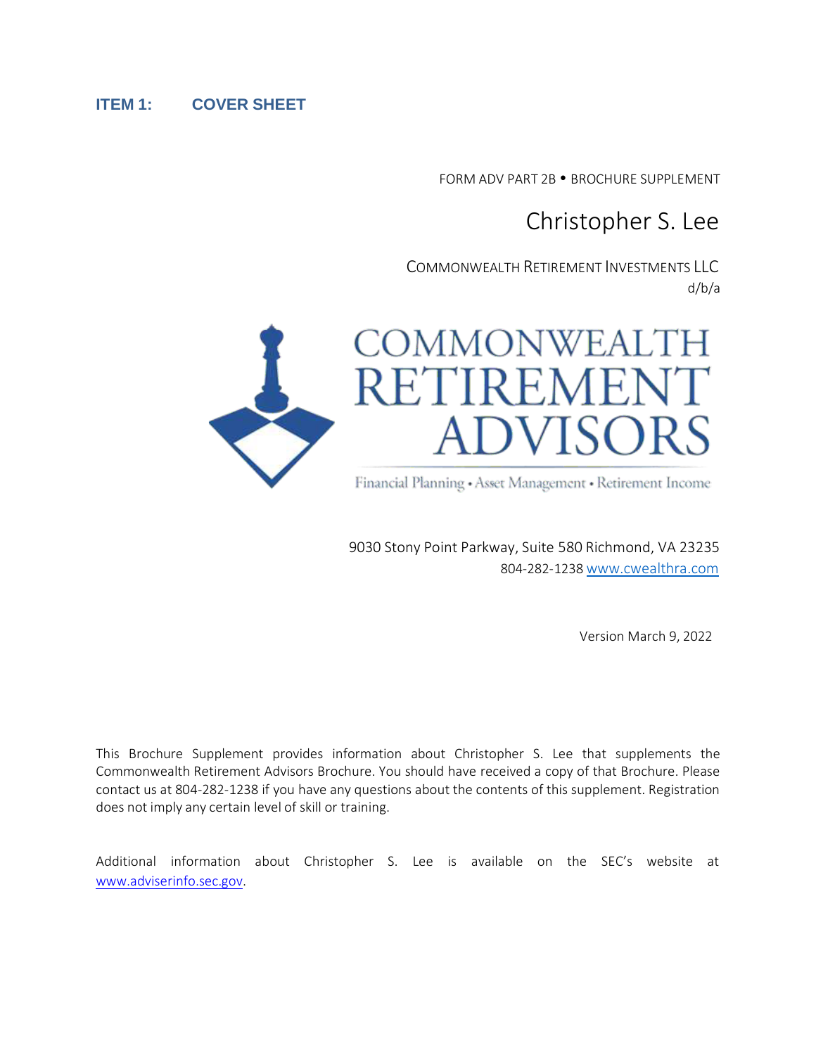## ITEM 1: COVER SHEET

FORM ADV PART 2B • BROCHURE SUPPLEMENT

# Christopher S. Lee

COMMONWEALTH RETIREMENT INVESTMENTS LLC
d/b/a

COMMONWEALTH RETIREMENT ADVISORS

Financial Planning • Asset Management • Retirement Income

9030 Stony Point Parkway, Suite 580 Richmond, VA 23235
804-282-1238 www.cwealthra.com

Version March 9, 2022

This Brochure Supplement provides information about Christopher S. Lee that supplements the Commonwealth Retirement Advisors Brochure. You should have received a copy of that Brochure. Please contact us at 804-282-1238 if you have any questions about the contents of this supplement. Registration does not imply any certain level of skill or training.

Additional information about Christopher S. Lee is available on the SEC's website at www.adviserinfo.sec.gov.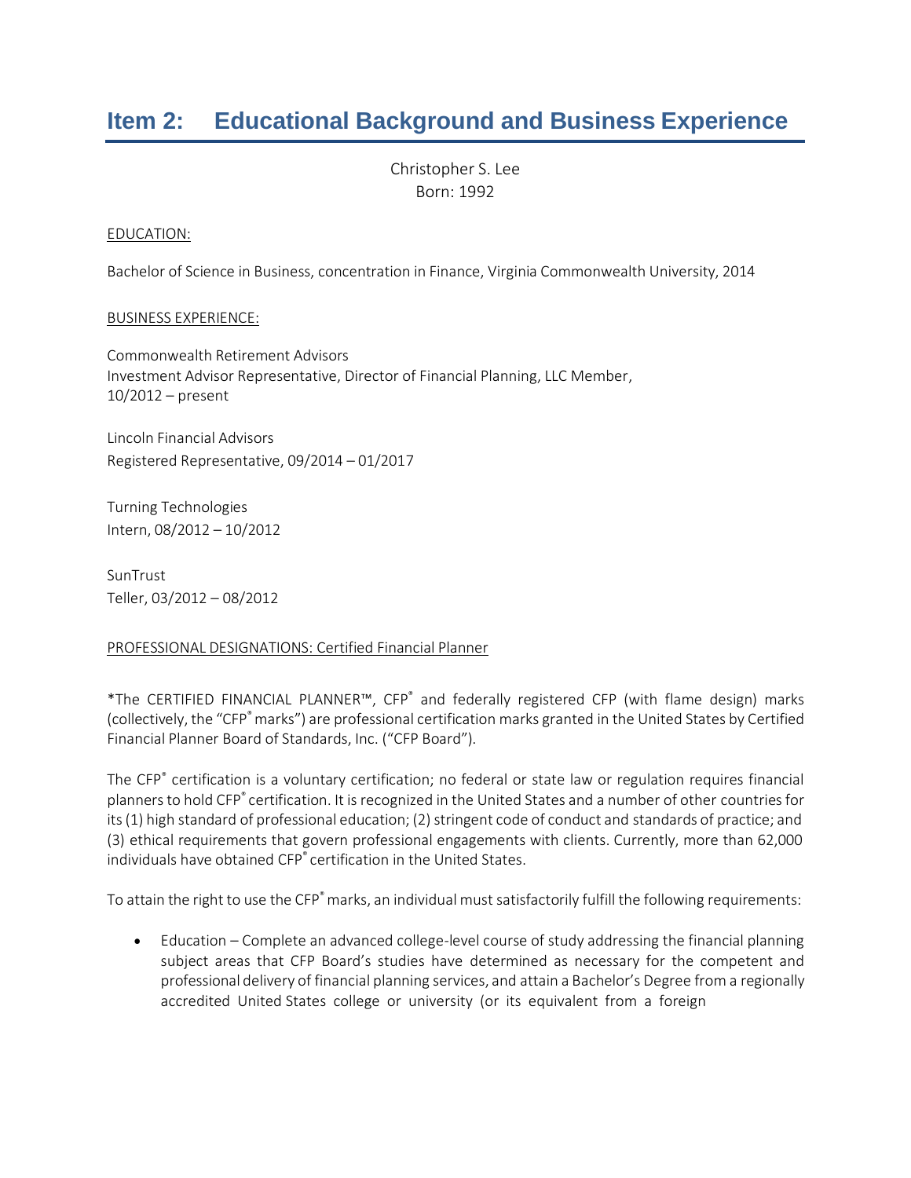# Item 2: Educational Background and Business Experience

Christopher S. Lee
Born: 1992

EDUCATION:

Bachelor of Science in Business, concentration in Finance, Virginia Commonwealth University, 2014

BUSINESS EXPERIENCE:

Commonwealth Retirement Advisors
Investment Advisor Representative, Director of Financial Planning, LLC Member,
10/2012 – present

Lincoln Financial Advisors
Registered Representative, 09/2014 – 01/2017

Turning Technologies
Intern, 08/2012 – 10/2012

SunTrust
Teller, 03/2012 – 08/2012

PROFESSIONAL DESIGNATIONS: Certified Financial Planner

*The CERTIFIED FINANCIAL PLANNER™, CFP® and federally registered CFP (with flame design) marks (collectively, the "CFP® marks") are professional certification marks granted in the United States by Certified Financial Planner Board of Standards, Inc. ("CFP Board").

The CFP® certification is a voluntary certification; no federal or state law or regulation requires financial planners to hold CFP® certification. It is recognized in the United States and a number of other countries for its (1) high standard of professional education; (2) stringent code of conduct and standards of practice; and (3) ethical requirements that govern professional engagements with clients. Currently, more than 62,000 individuals have obtained CFP® certification in the United States.

To attain the right to use the CFP® marks, an individual must satisfactorily fulfill the following requirements:

- Education – Complete an advanced college-level course of study addressing the financial planning subject areas that CFP Board's studies have determined as necessary for the competent and professional delivery of financial planning services, and attain a Bachelor's Degree from a regionally accredited United States college or university (or its equivalent from a foreign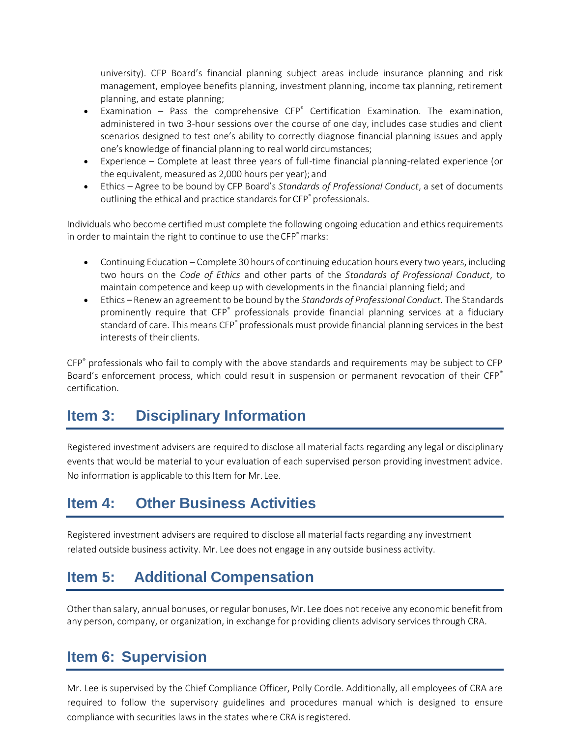university). CFP Board's financial planning subject areas include insurance planning and risk management, employee benefits planning, investment planning, income tax planning, retirement planning, and estate planning;

- Examination – Pass the comprehensive CFP® Certification Examination. The examination, administered in two 3-hour sessions over the course of one day, includes case studies and client scenarios designed to test one's ability to correctly diagnose financial planning issues and apply one's knowledge of financial planning to real world circumstances;
- Experience – Complete at least three years of full-time financial planning-related experience (or the equivalent, measured as 2,000 hours per year); and
- Ethics – Agree to be bound by CFP Board's *Standards of Professional Conduct*, a set of documents outlining the ethical and practice standards for CFP® professionals.

Individuals who become certified must complete the following ongoing education and ethics requirements in order to maintain the right to continue to use the CFP® marks:

- Continuing Education – Complete 30 hours of continuing education hours every two years, including two hours on the *Code of Ethics* and other parts of the *Standards of Professional Conduct*, to maintain competence and keep up with developments in the financial planning field; and
- Ethics – Renew an agreement to be bound by the *Standards of Professional Conduct*. The Standards prominently require that CFP® professionals provide financial planning services at a fiduciary standard of care. This means CFP® professionals must provide financial planning services in the best interests of their clients.

CFP® professionals who fail to comply with the above standards and requirements may be subject to CFP Board's enforcement process, which could result in suspension or permanent revocation of their CFP® certification.

## Item 3: Disciplinary Information

Registered investment advisers are required to disclose all material facts regarding any legal or disciplinary events that would be material to your evaluation of each supervised person providing investment advice. No information is applicable to this Item for Mr. Lee.

## Item 4: Other Business Activities

Registered investment advisers are required to disclose all material facts regarding any investment related outside business activity. Mr. Lee does not engage in any outside business activity.

## Item 5: Additional Compensation

Other than salary, annual bonuses, or regular bonuses, Mr. Lee does not receive any economic benefit from any person, company, or organization, in exchange for providing clients advisory services through CRA.

## Item 6: Supervision

Mr. Lee is supervised by the Chief Compliance Officer, Polly Cordle. Additionally, all employees of CRA are required to follow the supervisory guidelines and procedures manual which is designed to ensure compliance with securities laws in the states where CRA is registered.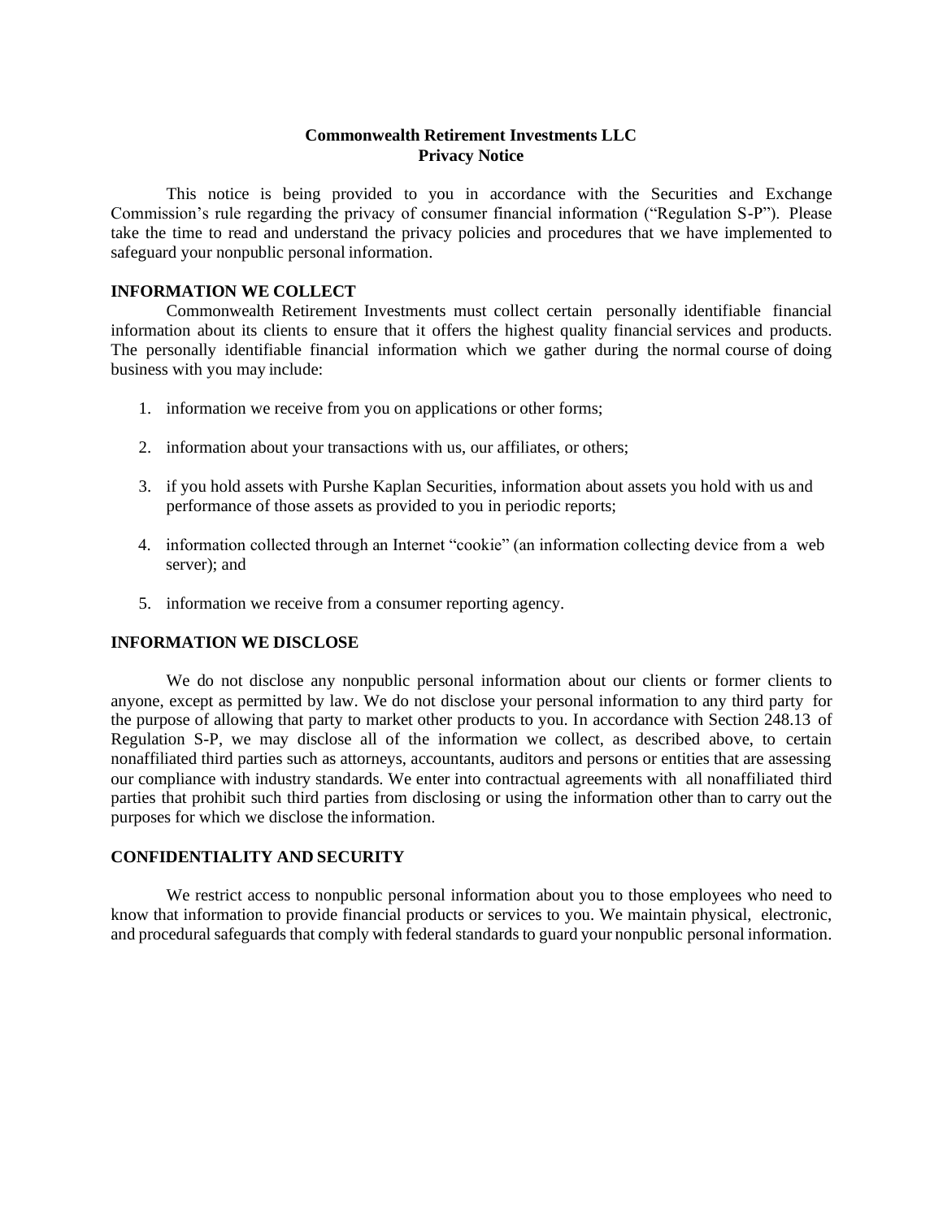**Commonwealth Retirement Investments LLC**
**Privacy Notice**

This notice is being provided to you in accordance with the Securities and Exchange Commission's rule regarding the privacy of consumer financial information ("Regulation S-P"). Please take the time to read and understand the privacy policies and procedures that we have implemented to safeguard your nonpublic personal information.

## INFORMATION WE COLLECT

Commonwealth Retirement Investments must collect certain personally identifiable financial information about its clients to ensure that it offers the highest quality financial services and products. The personally identifiable financial information which we gather during the normal course of doing business with you may include:

1. information we receive from you on applications or other forms;
2. information about your transactions with us, our affiliates, or others;
3. if you hold assets with Purshe Kaplan Securities, information about assets you hold with us and performance of those assets as provided to you in periodic reports;
4. information collected through an Internet "cookie" (an information collecting device from a web server); and
5. information we receive from a consumer reporting agency.

## INFORMATION WE DISCLOSE

We do not disclose any nonpublic personal information about our clients or former clients to anyone, except as permitted by law. We do not disclose your personal information to any third party for the purpose of allowing that party to market other products to you. In accordance with Section 248.13 of Regulation S-P, we may disclose all of the information we collect, as described above, to certain nonaffiliated third parties such as attorneys, accountants, auditors and persons or entities that are assessing our compliance with industry standards. We enter into contractual agreements with all nonaffiliated third parties that prohibit such third parties from disclosing or using the information other than to carry out the purposes for which we disclose the information.

## CONFIDENTIALITY AND SECURITY

We restrict access to nonpublic personal information about you to those employees who need to know that information to provide financial products or services to you. We maintain physical, electronic, and procedural safeguards that comply with federal standards to guard your nonpublic personal information.